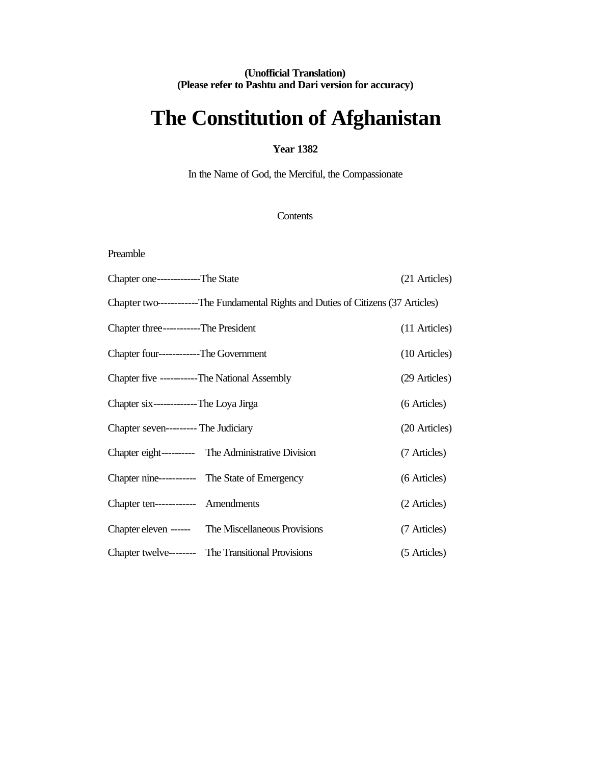**(Unofficial Translation)**
**(Please refer to Pashtu and Dari version for accuracy)**

# The Constitution of Afghanistan

**Year 1382**

In the Name of God, the Merciful, the Compassionate

Contents

Preamble

Chapter one-------------The State (21 Articles)

Chapter two-----------The Fundamental Rights and Duties of Citizens (37 Articles)

Chapter three-----------The President (11 Articles)

Chapter four------------The Government (10 Articles)

Chapter five -----------The National Assembly (29 Articles)

Chapter six------------The Loya Jirga (6 Articles)

Chapter seven--------- The Judiciary (20 Articles)

Chapter eight---------- The Administrative Division (7 Articles)

Chapter nine----------- The State of Emergency (6 Articles)

Chapter ten------------ Amendments (2 Articles)

Chapter eleven ------ The Miscellaneous Provisions (7 Articles)

Chapter twelve-------- The Transitional Provisions (5 Articles)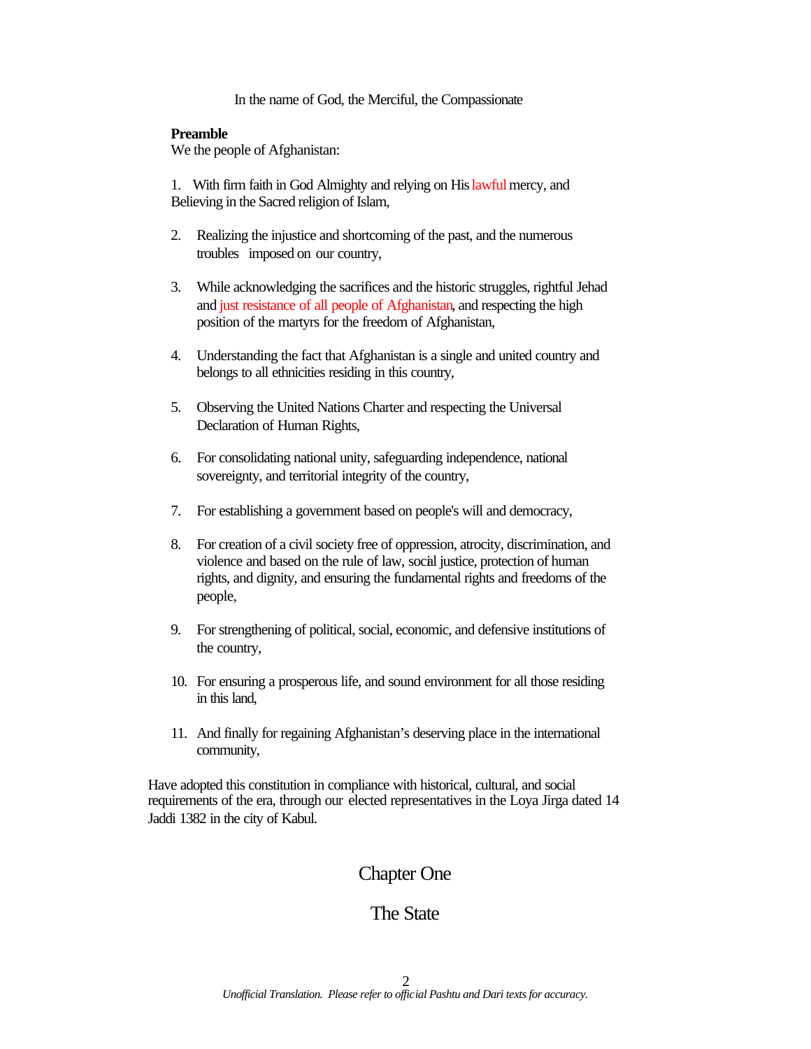In the name of God, the Merciful, the Compassionate

**Preamble**

We the people of Afghanistan:

1. With firm faith in God Almighty and relying on His lawful mercy, and Believing in the Sacred religion of Islam,
2. Realizing the injustice and shortcoming of the past, and the numerous troubles imposed on our country,
3. While acknowledging the sacrifices and the historic struggles, rightful Jehad and just resistance of all people of Afghanistan, and respecting the high position of the martyrs for the freedom of Afghanistan,
4. Understanding the fact that Afghanistan is a single and united country and belongs to all ethnicities residing in this country,
5. Observing the United Nations Charter and respecting the Universal Declaration of Human Rights,
6. For consolidating national unity, safeguarding independence, national sovereignty, and territorial integrity of the country,
7. For establishing a government based on people's will and democracy,
8. For creation of a civil society free of oppression, atrocity, discrimination, and violence and based on the rule of law, social justice, protection of human rights, and dignity, and ensuring the fundamental rights and freedoms of the people,
9. For strengthening of political, social, economic, and defensive institutions of the country,
10. For ensuring a prosperous life, and sound environment for all those residing in this land,
11. And finally for regaining Afghanistan's deserving place in the international community,

Have adopted this constitution in compliance with historical, cultural, and social requirements of the era, through our elected representatives in the Loya Jirga dated 14 Jaddi 1382 in the city of Kabul.

# Chapter One

## The State

*Unofficial Translation. Please refer to official Pashtu and Dari texts for accuracy.*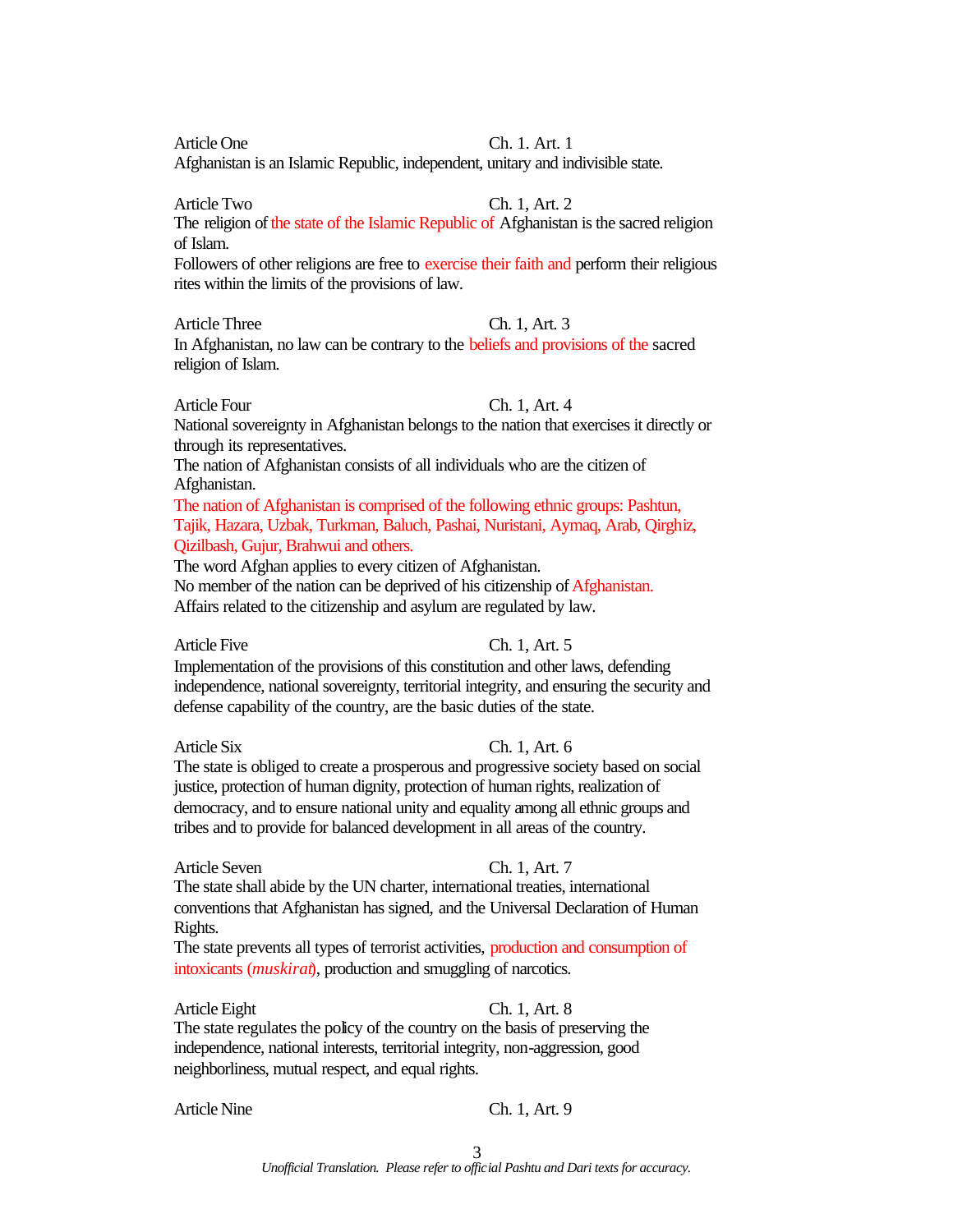Article One Ch. 1. Art. 1

Afghanistan is an Islamic Republic, independent, unitary and indivisible state.

Article Two Ch. 1, Art. 2

The religion of the state of the Islamic Republic of Afghanistan is the sacred religion of Islam.

Followers of other religions are free to exercise their faith and perform their religious rites within the limits of the provisions of law.

Article Three Ch. 1, Art. 3

In Afghanistan, no law can be contrary to the beliefs and provisions of the sacred religion of Islam.

Article Four Ch. 1, Art. 4

National sovereignty in Afghanistan belongs to the nation that exercises it directly or through its representatives.

The nation of Afghanistan consists of all individuals who are the citizen of Afghanistan.

The nation of Afghanistan is comprised of the following ethnic groups: Pashtun, Tajik, Hazara, Uzbak, Turkman, Baluch, Pashai, Nuristani, Aymaq, Arab, Qirghiz, Qizilbash, Gujur, Brahwui and others.

The word Afghan applies to every citizen of Afghanistan.

No member of the nation can be deprived of his citizenship of Afghanistan.

Affairs related to the citizenship and asylum are regulated by law.

Article Five Ch. 1, Art. 5

Implementation of the provisions of this constitution and other laws, defending independence, national sovereignty, territorial integrity, and ensuring the security and defense capability of the country, are the basic duties of the state.

Article Six Ch. 1, Art. 6

The state is obliged to create a prosperous and progressive society based on social justice, protection of human dignity, protection of human rights, realization of democracy, and to ensure national unity and equality among all ethnic groups and tribes and to provide for balanced development in all areas of the country.

Article Seven Ch. 1, Art. 7

The state shall abide by the UN charter, international treaties, international conventions that Afghanistan has signed, and the Universal Declaration of Human Rights.

The state prevents all types of terrorist activities, production and consumption of intoxicants (*muskirat*), production and smuggling of narcotics.

Article Eight Ch. 1, Art. 8

The state regulates the policy of the country on the basis of preserving the independence, national interests, territorial integrity, non-aggression, good neighborliness, mutual respect, and equal rights.

Article Nine Ch. 1, Art. 9

*Unofficial Translation. Please refer to official Pashtu and Dari texts for accuracy.*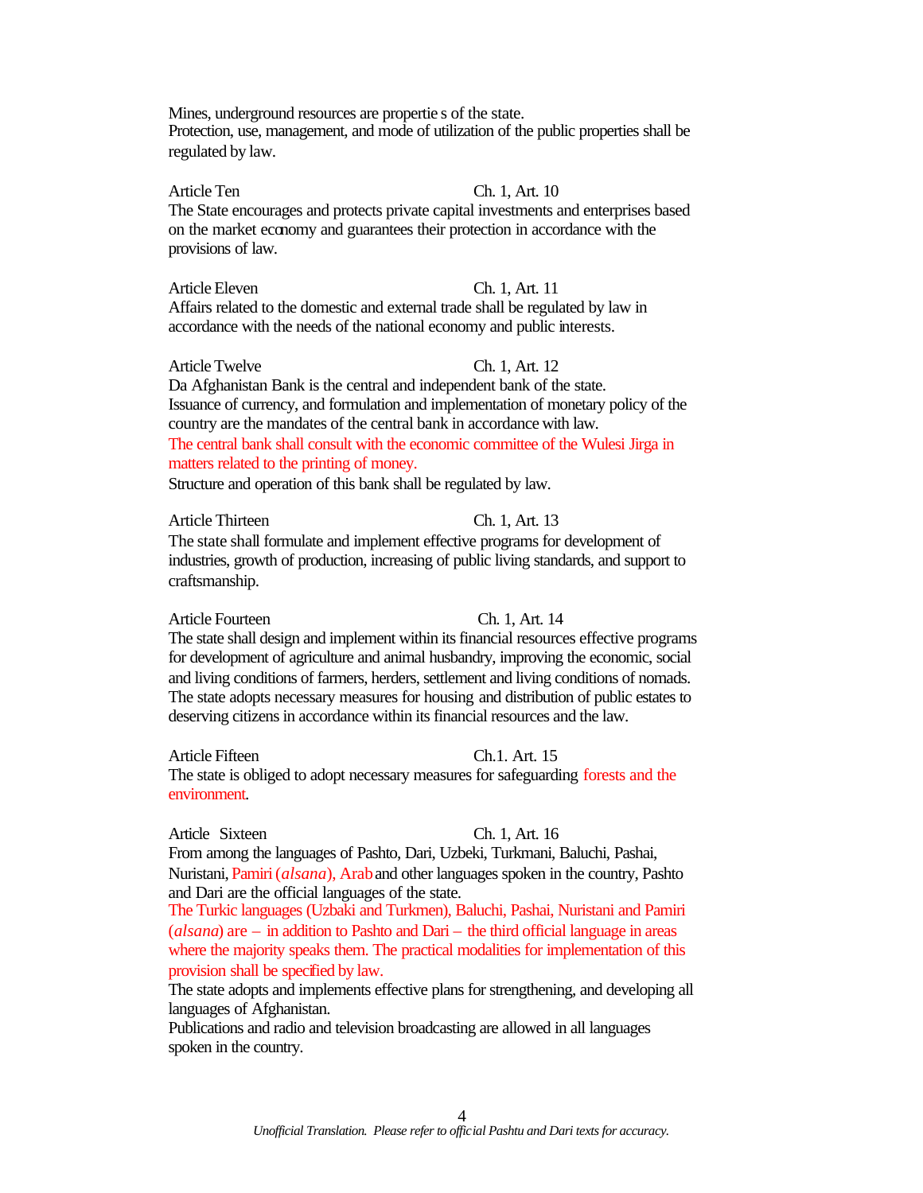Mines, underground resources are properties of the state.
Protection, use, management, and mode of utilization of the public properties shall be regulated by law.

Article Ten — Ch. 1, Art. 10
The State encourages and protects private capital investments and enterprises based on the market economy and guarantees their protection in accordance with the provisions of law.

Article Eleven — Ch. 1, Art. 11
Affairs related to the domestic and external trade shall be regulated by law in accordance with the needs of the national economy and public interests.

Article Twelve — Ch. 1, Art. 12
Da Afghanistan Bank is the central and independent bank of the state.
Issuance of currency, and formulation and implementation of monetary policy of the country are the mandates of the central bank in accordance with law.
The central bank shall consult with the economic committee of the Wulesi Jirga in matters related to the printing of money.
Structure and operation of this bank shall be regulated by law.

Article Thirteen — Ch. 1, Art. 13
The state shall formulate and implement effective programs for development of industries, growth of production, increasing of public living standards, and support to craftsmanship.

Article Fourteen — Ch. 1, Art. 14
The state shall design and implement within its financial resources effective programs for development of agriculture and animal husbandry, improving the economic, social and living conditions of farmers, herders, settlement and living conditions of nomads.
The state adopts necessary measures for housing and distribution of public estates to deserving citizens in accordance within its financial resources and the law.

Article Fifteen — Ch.1. Art. 15
The state is obliged to adopt necessary measures for safeguarding forests and the environment.

Article Sixteen — Ch. 1, Art. 16
From among the languages of Pashto, Dari, Uzbeki, Turkmani, Baluchi, Pashai, Nuristani, Pamiri (*alsana*), Arab and other languages spoken in the country, Pashto and Dari are the official languages of the state.
The Turkic languages (Uzbaki and Turkmen), Baluchi, Pashai, Nuristani and Pamiri (*alsana*) are – in addition to Pashto and Dari – the third official language in areas where the majority speaks them. The practical modalities for implementation of this provision shall be specified by law.
The state adopts and implements effective plans for strengthening, and developing all languages of Afghanistan.
Publications and radio and television broadcasting are allowed in all languages spoken in the country.

*Unofficial Translation. Please refer to official Pashtu and Dari texts for accuracy.*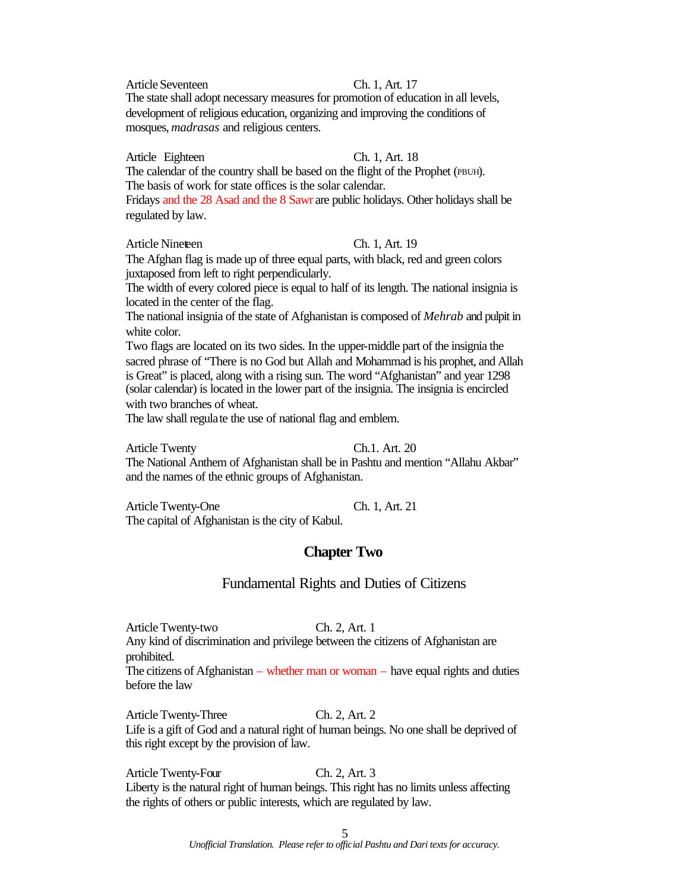Article Seventeen Ch. 1, Art. 17

The state shall adopt necessary measures for promotion of education in all levels, development of religious education, organizing and improving the conditions of mosques, *madrasas* and religious centers.

Article Eighteen Ch. 1, Art. 18

The calendar of the country shall be based on the flight of the Prophet (PBUH).
The basis of work for state offices is the solar calendar.
Fridays and the 28 Asad and the 8 Sawr are public holidays. Other holidays shall be regulated by law.

Article Nineteen Ch. 1, Art. 19

The Afghan flag is made up of three equal parts, with black, red and green colors juxtaposed from left to right perpendicularly.
The width of every colored piece is equal to half of its length. The national insignia is located in the center of the flag.
The national insignia of the state of Afghanistan is composed of *Mehrab* and pulpit in white color.
Two flags are located on its two sides. In the upper-middle part of the insignia the sacred phrase of "There is no God but Allah and Mohammad is his prophet, and Allah is Great" is placed, along with a rising sun. The word "Afghanistan" and year 1298 (solar calendar) is located in the lower part of the insignia. The insignia is encircled with two branches of wheat.
The law shall regulate the use of national flag and emblem.

Article Twenty Ch.1. Art. 20

The National Anthem of Afghanistan shall be in Pashtu and mention "Allahu Akbar" and the names of the ethnic groups of Afghanistan.

Article Twenty-One Ch. 1, Art. 21

The capital of Afghanistan is the city of Kabul.

## Chapter Two

### Fundamental Rights and Duties of Citizens

Article Twenty-two Ch. 2, Art. 1

Any kind of discrimination and privilege between the citizens of Afghanistan are prohibited.
The citizens of Afghanistan – whether man or woman – have equal rights and duties before the law

Article Twenty-Three Ch. 2, Art. 2

Life is a gift of God and a natural right of human beings. No one shall be deprived of this right except by the provision of law.

Article Twenty-Four Ch. 2, Art. 3

Liberty is the natural right of human beings. This right has no limits unless affecting the rights of others or public interests, which are regulated by law.

*Unofficial Translation. Please refer to official Pashtu and Dari texts for accuracy.*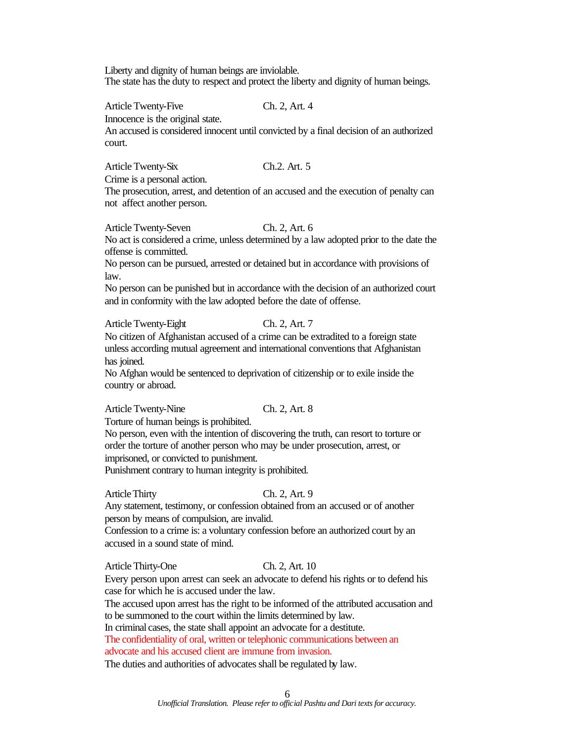Liberty and dignity of human beings are inviolable.
The state has the duty to respect and protect the liberty and dignity of human beings.

Article Twenty-Five Ch. 2, Art. 4

Innocence is the original state.
An accused is considered innocent until convicted by a final decision of an authorized court.

Article Twenty-Six Ch.2. Art. 5

Crime is a personal action.
The prosecution, arrest, and detention of an accused and the execution of penalty can not affect another person.

Article Twenty-Seven Ch. 2, Art. 6

No act is considered a crime, unless determined by a law adopted prior to the date the offense is committed.
No person can be pursued, arrested or detained but in accordance with provisions of law.
No person can be punished but in accordance with the decision of an authorized court and in conformity with the law adopted before the date of offense.

Article Twenty-Eight Ch. 2, Art. 7

No citizen of Afghanistan accused of a crime can be extradited to a foreign state unless according mutual agreement and international conventions that Afghanistan has joined.
No Afghan would be sentenced to deprivation of citizenship or to exile inside the country or abroad.

Article Twenty-Nine Ch. 2, Art. 8

Torture of human beings is prohibited.
No person, even with the intention of discovering the truth, can resort to torture or order the torture of another person who may be under prosecution, arrest, or imprisoned, or convicted to punishment.
Punishment contrary to human integrity is prohibited.

Article Thirty Ch. 2, Art. 9

Any statement, testimony, or confession obtained from an accused or of another person by means of compulsion, are invalid.
Confession to a crime is: a voluntary confession before an authorized court by an accused in a sound state of mind.

Article Thirty-One Ch. 2, Art. 10

Every person upon arrest can seek an advocate to defend his rights or to defend his case for which he is accused under the law.
The accused upon arrest has the right to be informed of the attributed accusation and to be summoned to the court within the limits determined by law.
In criminal cases, the state shall appoint an advocate for a destitute.
The confidentiality of oral, written or telephonic communications between an advocate and his accused client are immune from invasion.
The duties and authorities of advocates shall be regulated by law.

*Unofficial Translation. Please refer to official Pashtu and Dari texts for accuracy.*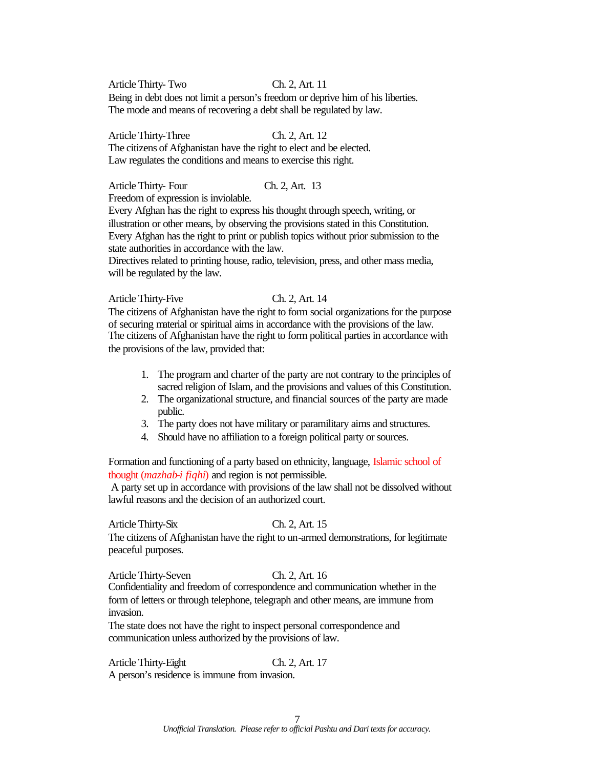Article Thirty- Two Ch. 2, Art. 11

Being in debt does not limit a person's freedom or deprive him of his liberties.
The mode and means of recovering a debt shall be regulated by law.

Article Thirty-Three Ch. 2, Art. 12

The citizens of Afghanistan have the right to elect and be elected.
Law regulates the conditions and means to exercise this right.

Article Thirty- Four Ch. 2, Art. 13

Freedom of expression is inviolable.
Every Afghan has the right to express his thought through speech, writing, or illustration or other means, by observing the provisions stated in this Constitution.
Every Afghan has the right to print or publish topics without prior submission to the state authorities in accordance with the law.
Directives related to printing house, radio, television, press, and other mass media, will be regulated by the law.

Article Thirty-Five Ch. 2, Art. 14

The citizens of Afghanistan have the right to form social organizations for the purpose of securing material or spiritual aims in accordance with the provisions of the law.
The citizens of Afghanistan have the right to form political parties in accordance with the provisions of the law, provided that:

1. The program and charter of the party are not contrary to the principles of sacred religion of Islam, and the provisions and values of this Constitution.
2. The organizational structure, and financial sources of the party are made public.
3. The party does not have military or paramilitary aims and structures.
4. Should have no affiliation to a foreign political party or sources.

Formation and functioning of a party based on ethnicity, language, Islamic school of thought (*mazhab-i fiqhi*) and region is not permissible.
A party set up in accordance with provisions of the law shall not be dissolved without lawful reasons and the decision of an authorized court.

Article Thirty-Six Ch. 2, Art. 15

The citizens of Afghanistan have the right to un-armed demonstrations, for legitimate peaceful purposes.

Article Thirty-Seven Ch. 2, Art. 16

Confidentiality and freedom of correspondence and communication whether in the form of letters or through telephone, telegraph and other means, are immune from invasion.
The state does not have the right to inspect personal correspondence and communication unless authorized by the provisions of law.

Article Thirty-Eight Ch. 2, Art. 17

A person's residence is immune from invasion.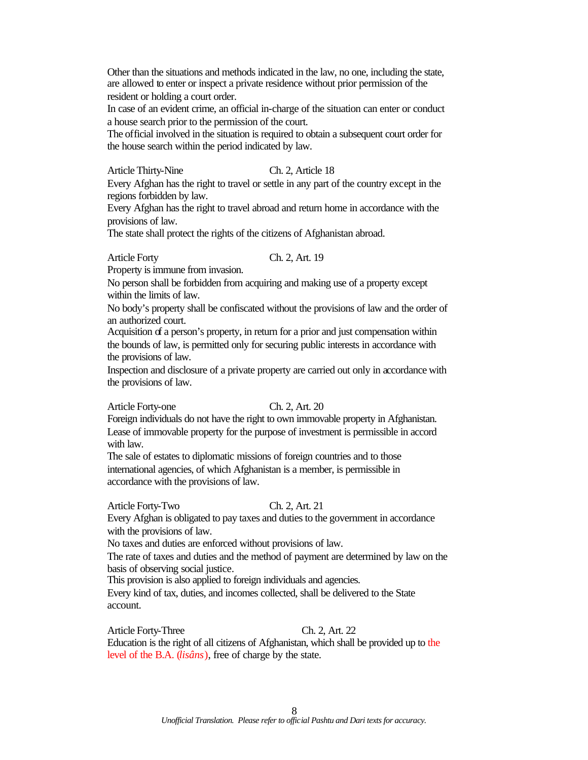Other than the situations and methods indicated in the law, no one, including the state, are allowed to enter or inspect a private residence without prior permission of the resident or holding a court order.

In case of an evident crime, an official in-charge of the situation can enter or conduct a house search prior to the permission of the court.

The official involved in the situation is required to obtain a subsequent court order for the house search within the period indicated by law.

Article Thirty-Nine Ch. 2, Article 18

Every Afghan has the right to travel or settle in any part of the country except in the regions forbidden by law.

Every Afghan has the right to travel abroad and return home in accordance with the provisions of law.

The state shall protect the rights of the citizens of Afghanistan abroad.

Article Forty Ch. 2, Art. 19

Property is immune from invasion.

No person shall be forbidden from acquiring and making use of a property except within the limits of law.

No body's property shall be confiscated without the provisions of law and the order of an authorized court.

Acquisition of a person's property, in return for a prior and just compensation within the bounds of law, is permitted only for securing public interests in accordance with the provisions of law.

Inspection and disclosure of a private property are carried out only in accordance with the provisions of law.

Article Forty-one Ch. 2, Art. 20

Foreign individuals do not have the right to own immovable property in Afghanistan.

Lease of immovable property for the purpose of investment is permissible in accord with law.

The sale of estates to diplomatic missions of foreign countries and to those international agencies, of which Afghanistan is a member, is permissible in accordance with the provisions of law.

Article Forty-Two Ch. 2, Art. 21

Every Afghan is obligated to pay taxes and duties to the government in accordance with the provisions of law.

No taxes and duties are enforced without provisions of law.

The rate of taxes and duties and the method of payment are determined by law on the basis of observing social justice.

This provision is also applied to foreign individuals and agencies.

Every kind of tax, duties, and incomes collected, shall be delivered to the State account.

Article Forty-Three Ch. 2, Art. 22

Education is the right of all citizens of Afghanistan, which shall be provided up to the level of the B.A. (*lisâns*), free of charge by the state.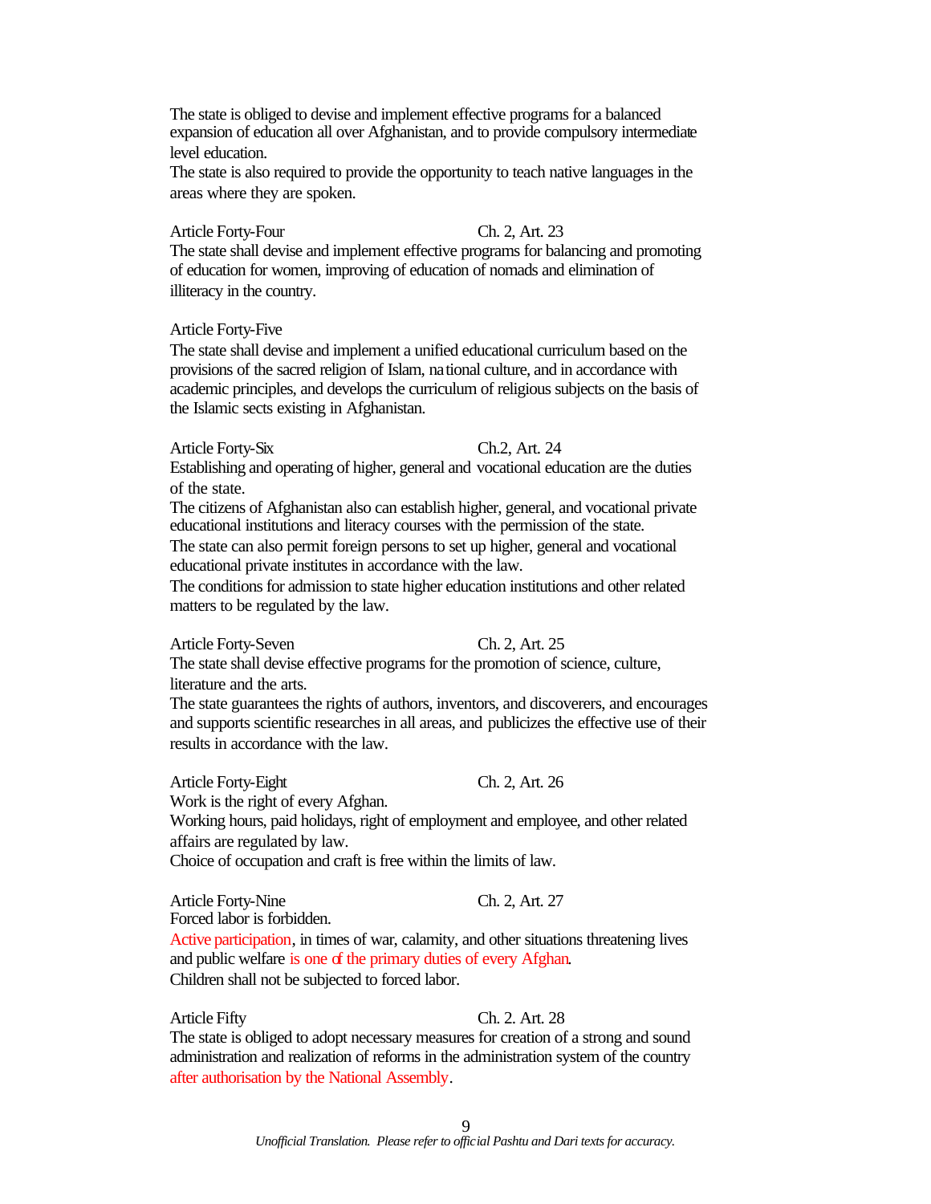The state is obliged to devise and implement effective programs for a balanced expansion of education all over Afghanistan, and to provide compulsory intermediate level education.

The state is also required to provide the opportunity to teach native languages in the areas where they are spoken.

Article Forty-Four Ch. 2, Art. 23

The state shall devise and implement effective programs for balancing and promoting of education for women, improving of education of nomads and elimination of illiteracy in the country.

Article Forty-Five

The state shall devise and implement a unified educational curriculum based on the provisions of the sacred religion of Islam, national culture, and in accordance with academic principles, and develops the curriculum of religious subjects on the basis of the Islamic sects existing in Afghanistan.

Article Forty-Six Ch.2, Art. 24

Establishing and operating of higher, general and vocational education are the duties of the state.

The citizens of Afghanistan also can establish higher, general, and vocational private educational institutions and literacy courses with the permission of the state.

The state can also permit foreign persons to set up higher, general and vocational educational private institutes in accordance with the law.

The conditions for admission to state higher education institutions and other related matters to be regulated by the law.

Article Forty-Seven Ch. 2, Art. 25

The state shall devise effective programs for the promotion of science, culture, literature and the arts.

The state guarantees the rights of authors, inventors, and discoverers, and encourages and supports scientific researches in all areas, and publicizes the effective use of their results in accordance with the law.

Article Forty-Eight Ch. 2, Art. 26

Work is the right of every Afghan.

Working hours, paid holidays, right of employment and employee, and other related affairs are regulated by law.

Choice of occupation and craft is free within the limits of law.

Article Forty-Nine Ch. 2, Art. 27

Forced labor is forbidden.

Active participation, in times of war, calamity, and other situations threatening lives and public welfare is one of the primary duties of every Afghan.

Children shall not be subjected to forced labor.

Article Fifty Ch. 2. Art. 28

The state is obliged to adopt necessary measures for creation of a strong and sound administration and realization of reforms in the administration system of the country after authorisation by the National Assembly.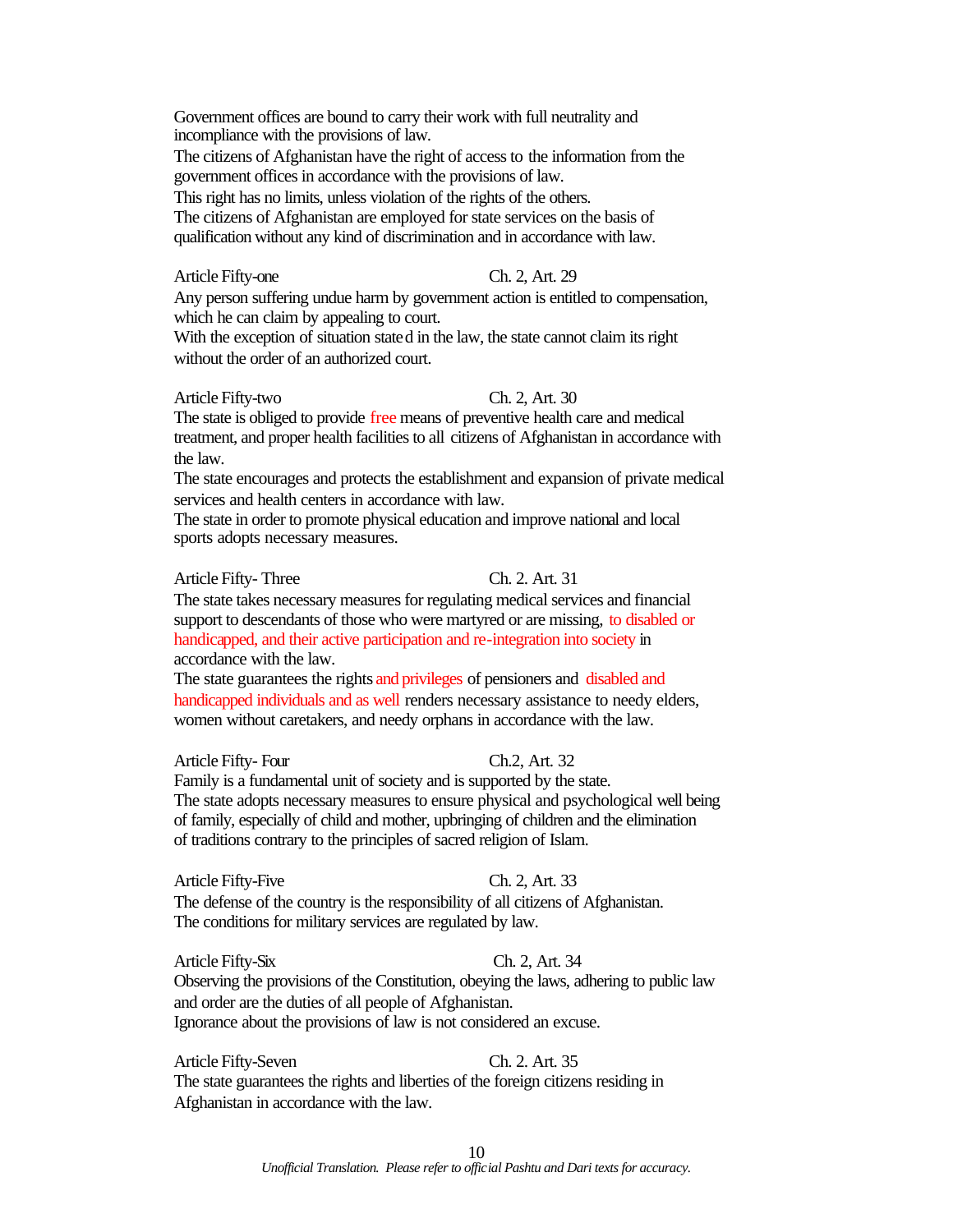Government offices are bound to carry their work with full neutrality and incompliance with the provisions of law.
The citizens of Afghanistan have the right of access to the information from the government offices in accordance with the provisions of law.
This right has no limits, unless violation of the rights of the others.
The citizens of Afghanistan are employed for state services on the basis of qualification without any kind of discrimination and in accordance with law.

Article Fifty-one Ch. 2, Art. 29

Any person suffering undue harm by government action is entitled to compensation, which he can claim by appealing to court.
With the exception of situation stated in the law, the state cannot claim its right without the order of an authorized court.

Article Fifty-two Ch. 2, Art. 30

The state is obliged to provide free means of preventive health care and medical treatment, and proper health facilities to all citizens of Afghanistan in accordance with the law.
The state encourages and protects the establishment and expansion of private medical services and health centers in accordance with law.
The state in order to promote physical education and improve national and local sports adopts necessary measures.

Article Fifty- Three Ch. 2. Art. 31

The state takes necessary measures for regulating medical services and financial support to descendants of those who were martyred or are missing, to disabled or handicapped, and their active participation and re-integration into society in accordance with the law.
The state guarantees the rights and privileges of pensioners and disabled and handicapped individuals and as well renders necessary assistance to needy elders, women without caretakers, and needy orphans in accordance with the law.

Article Fifty- Four Ch.2, Art. 32

Family is a fundamental unit of society and is supported by the state.
The state adopts necessary measures to ensure physical and psychological well being of family, especially of child and mother, upbringing of children and the elimination of traditions contrary to the principles of sacred religion of Islam.

Article Fifty-Five Ch. 2, Art. 33

The defense of the country is the responsibility of all citizens of Afghanistan.
The conditions for military services are regulated by law.

Article Fifty-Six Ch. 2, Art. 34

Observing the provisions of the Constitution, obeying the laws, adhering to public law and order are the duties of all people of Afghanistan.
Ignorance about the provisions of law is not considered an excuse.

Article Fifty-Seven Ch. 2. Art. 35

The state guarantees the rights and liberties of the foreign citizens residing in Afghanistan in accordance with the law.

*Unofficial Translation. Please refer to official Pashtu and Dari texts for accuracy.*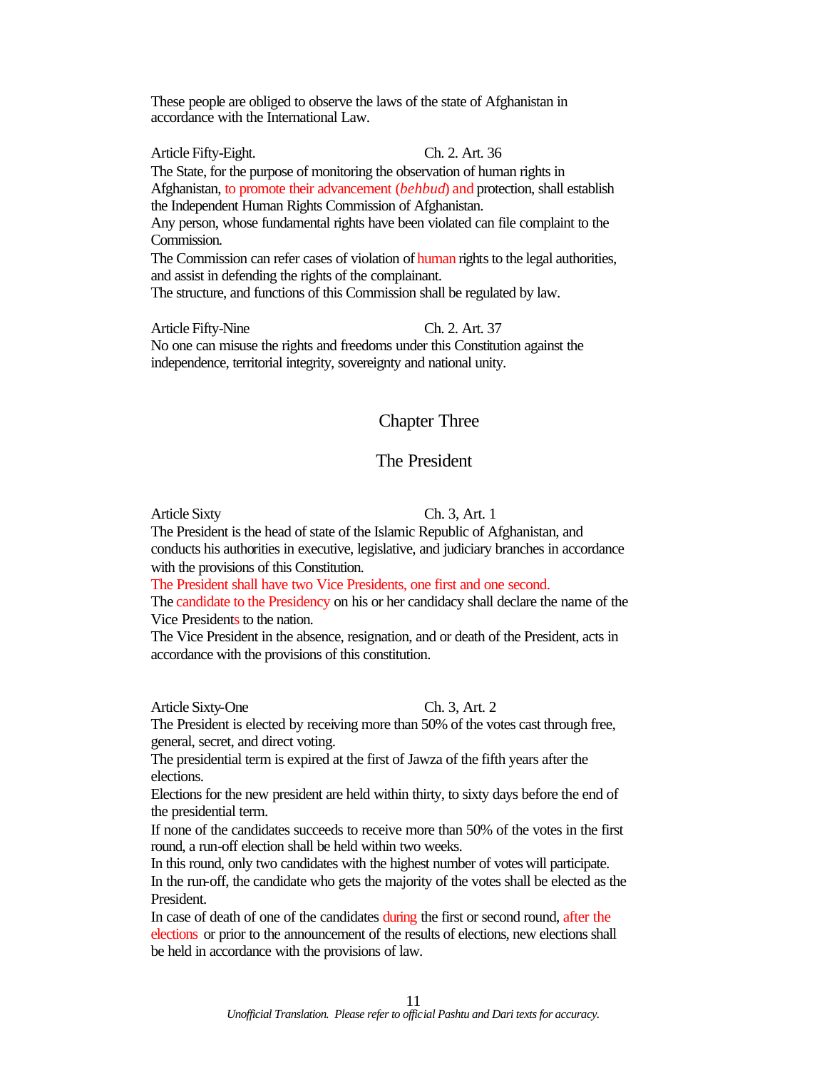These people are obliged to observe the laws of the state of Afghanistan in accordance with the International Law.

Article Fifty-Eight. Ch. 2. Art. 36

The State, for the purpose of monitoring the observation of human rights in Afghanistan, to promote their advancement (*behbud*) and protection, shall establish the Independent Human Rights Commission of Afghanistan.

Any person, whose fundamental rights have been violated can file complaint to the Commission.

The Commission can refer cases of violation of human rights to the legal authorities, and assist in defending the rights of the complainant.

The structure, and functions of this Commission shall be regulated by law.

Article Fifty-Nine Ch. 2. Art. 37

No one can misuse the rights and freedoms under this Constitution against the independence, territorial integrity, sovereignty and national unity.

# Chapter Three

## The President

Article Sixty Ch. 3, Art. 1

The President is the head of state of the Islamic Republic of Afghanistan, and conducts his authorities in executive, legislative, and judiciary branches in accordance with the provisions of this Constitution.

The President shall have two Vice Presidents, one first and one second.

The candidate to the Presidency on his or her candidacy shall declare the name of the Vice Presidents to the nation.

The Vice President in the absence, resignation, and or death of the President, acts in accordance with the provisions of this constitution.

Article Sixty-One Ch. 3, Art. 2

The President is elected by receiving more than 50% of the votes cast through free, general, secret, and direct voting.

The presidential term is expired at the first of Jawza of the fifth years after the elections.

Elections for the new president are held within thirty, to sixty days before the end of the presidential term.

If none of the candidates succeeds to receive more than 50% of the votes in the first round, a run-off election shall be held within two weeks.

In this round, only two candidates with the highest number of votes will participate.

In the run-off, the candidate who gets the majority of the votes shall be elected as the President.

In case of death of one of the candidates during the first or second round, after the elections or prior to the announcement of the results of elections, new elections shall be held in accordance with the provisions of law.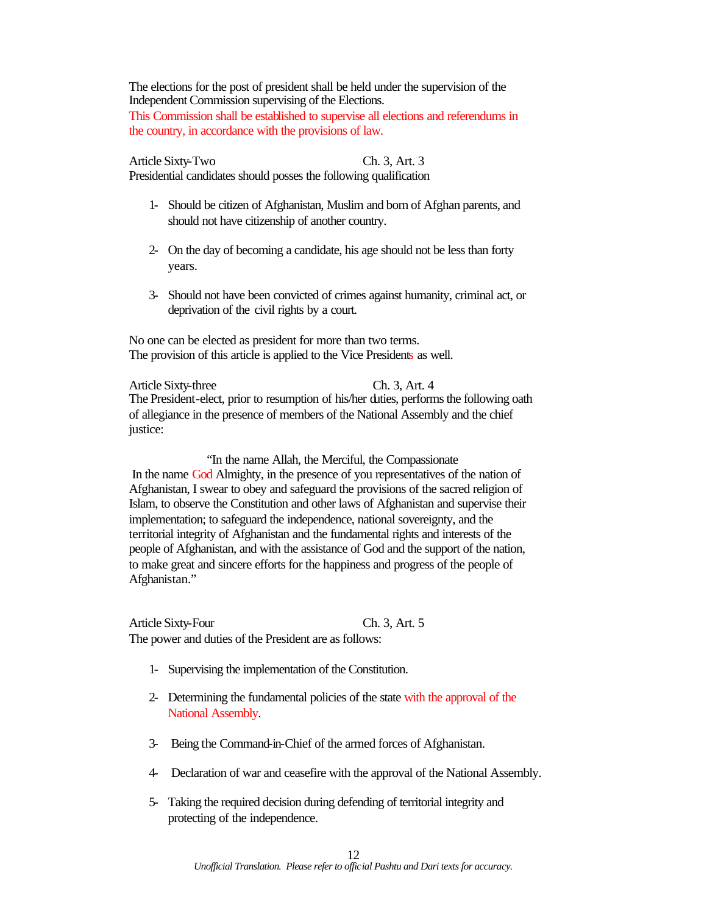The elections for the post of president shall be held under the supervision of the Independent Commission supervising of the Elections.
This Commission shall be established to supervise all elections and referendums in the country, in accordance with the provisions of law.

Article Sixty-Two Ch. 3, Art. 3
Presidential candidates should posses the following qualification

1- Should be citizen of Afghanistan, Muslim and born of Afghan parents, and should not have citizenship of another country.

2- On the day of becoming a candidate, his age should not be less than forty years.

3- Should not have been convicted of crimes against humanity, criminal act, or deprivation of the civil rights by a court.

No one can be elected as president for more than two terms.
The provision of this article is applied to the Vice Presidents as well.

Article Sixty-three Ch. 3, Art. 4
The President-elect, prior to resumption of his/her duties, performs the following oath of allegiance in the presence of members of the National Assembly and the chief justice:

"In the name Allah, the Merciful, the Compassionate
In the name God Almighty, in the presence of you representatives of the nation of Afghanistan, I swear to obey and safeguard the provisions of the sacred religion of Islam, to observe the Constitution and other laws of Afghanistan and supervise their implementation; to safeguard the independence, national sovereignty, and the territorial integrity of Afghanistan and the fundamental rights and interests of the people of Afghanistan, and with the assistance of God and the support of the nation, to make great and sincere efforts for the happiness and progress of the people of Afghanistan."

Article Sixty-Four Ch. 3, Art. 5
The power and duties of the President are as follows:

1- Supervising the implementation of the Constitution.

2- Determining the fundamental policies of the state with the approval of the National Assembly.

3- Being the Command-in-Chief of the armed forces of Afghanistan.

4- Declaration of war and ceasefire with the approval of the National Assembly.

5- Taking the required decision during defending of territorial integrity and protecting of the independence.

*Unofficial Translation. Please refer to official Pashtu and Dari texts for accuracy.*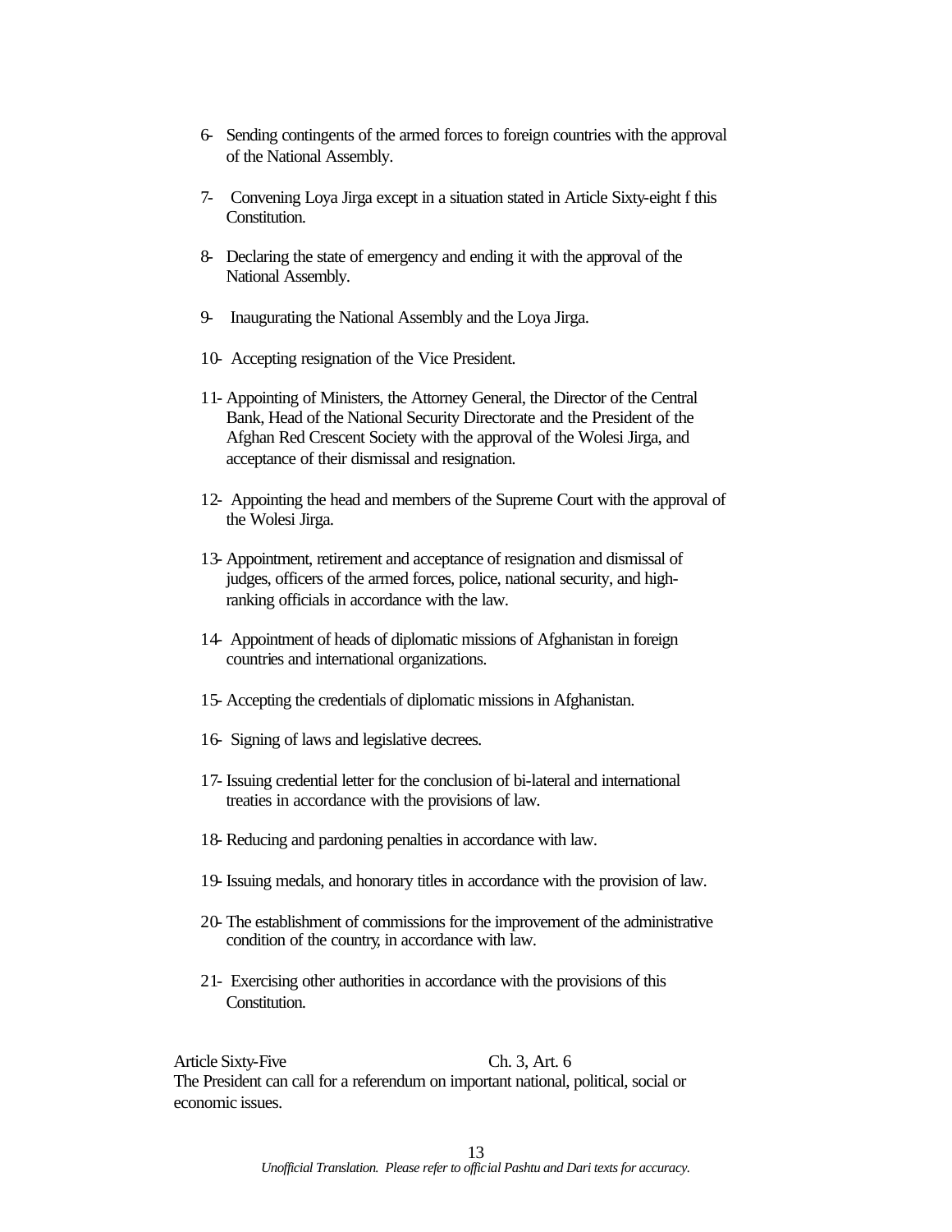6- Sending contingents of the armed forces to foreign countries with the approval of the National Assembly.

7- Convening Loya Jirga except in a situation stated in Article Sixty-eight f this Constitution.

8- Declaring the state of emergency and ending it with the approval of the National Assembly.

9- Inaugurating the National Assembly and the Loya Jirga.

10- Accepting resignation of the Vice President.

11- Appointing of Ministers, the Attorney General, the Director of the Central Bank, Head of the National Security Directorate and the President of the Afghan Red Crescent Society with the approval of the Wolesi Jirga, and acceptance of their dismissal and resignation.

12- Appointing the head and members of the Supreme Court with the approval of the Wolesi Jirga.

13- Appointment, retirement and acceptance of resignation and dismissal of judges, officers of the armed forces, police, national security, and high-ranking officials in accordance with the law.

14- Appointment of heads of diplomatic missions of Afghanistan in foreign countries and international organizations.

15- Accepting the credentials of diplomatic missions in Afghanistan.

16- Signing of laws and legislative decrees.

17- Issuing credential letter for the conclusion of bi-lateral and international treaties in accordance with the provisions of law.

18- Reducing and pardoning penalties in accordance with law.

19- Issuing medals, and honorary titles in accordance with the provision of law.

20- The establishment of commissions for the improvement of the administrative condition of the country, in accordance with law.

21- Exercising other authorities in accordance with the provisions of this Constitution.

Article Sixty-Five Ch. 3, Art. 6

The President can call for a referendum on important national, political, social or economic issues.

*Unofficial Translation. Please refer to official Pashtu and Dari texts for accuracy.*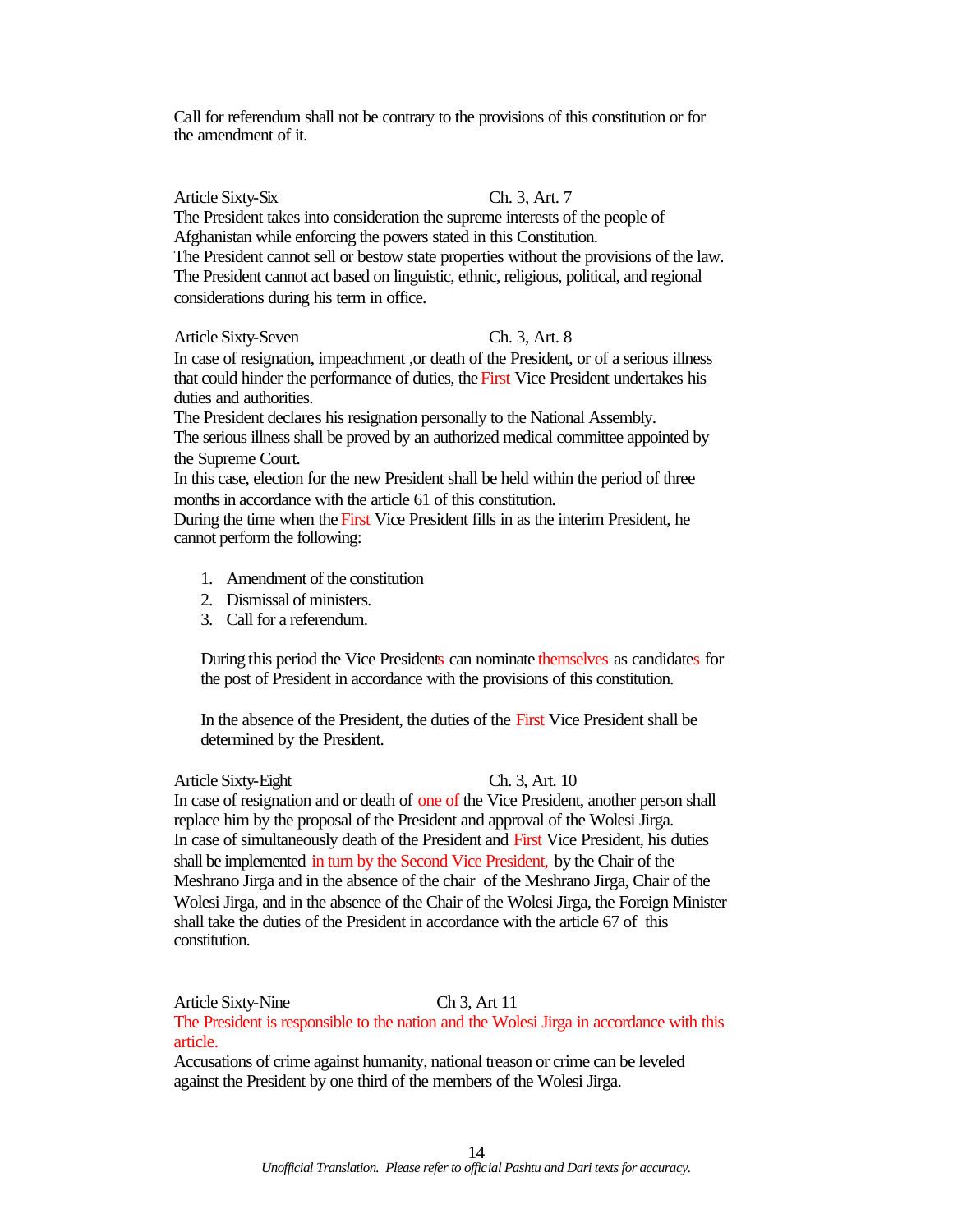Call for referendum shall not be contrary to the provisions of this constitution or for the amendment of it.

**Article Sixty-Six** Ch. 3, Art. 7

The President takes into consideration the supreme interests of the people of Afghanistan while enforcing the powers stated in this Constitution.
The President cannot sell or bestow state properties without the provisions of the law.
The President cannot act based on linguistic, ethnic, religious, political, and regional considerations during his term in office.

**Article Sixty-Seven** Ch. 3, Art. 8

In case of resignation, impeachment ,or death of the President, or of a serious illness that could hinder the performance of duties, the First Vice President undertakes his duties and authorities.
The President declares his resignation personally to the National Assembly.
The serious illness shall be proved by an authorized medical committee appointed by the Supreme Court.
In this case, election for the new President shall be held within the period of three months in accordance with the article 61 of this constitution.
During the time when the First Vice President fills in as the interim President, he cannot perform the following:

1. Amendment of the constitution
2. Dismissal of ministers.
3. Call for a referendum.

During this period the Vice Presidents can nominate themselves as candidates for the post of President in accordance with the provisions of this constitution.

In the absence of the President, the duties of the First Vice President shall be determined by the President.

**Article Sixty-Eight** Ch. 3, Art. 10

In case of resignation and or death of one of the Vice President, another person shall replace him by the proposal of the President and approval of the Wolesi Jirga.
In case of simultaneously death of the President and First Vice President, his duties shall be implemented in turn by the Second Vice President, by the Chair of the Meshrano Jirga and in the absence of the chair of the Meshrano Jirga, Chair of the Wolesi Jirga, and in the absence of the Chair of the Wolesi Jirga, the Foreign Minister shall take the duties of the President in accordance with the article 67 of this constitution.

**Article Sixty-Nine** Ch 3, Art 11

The President is responsible to the nation and the Wolesi Jirga in accordance with this article.
Accusations of crime against humanity, national treason or crime can be leveled against the President by one third of the members of the Wolesi Jirga.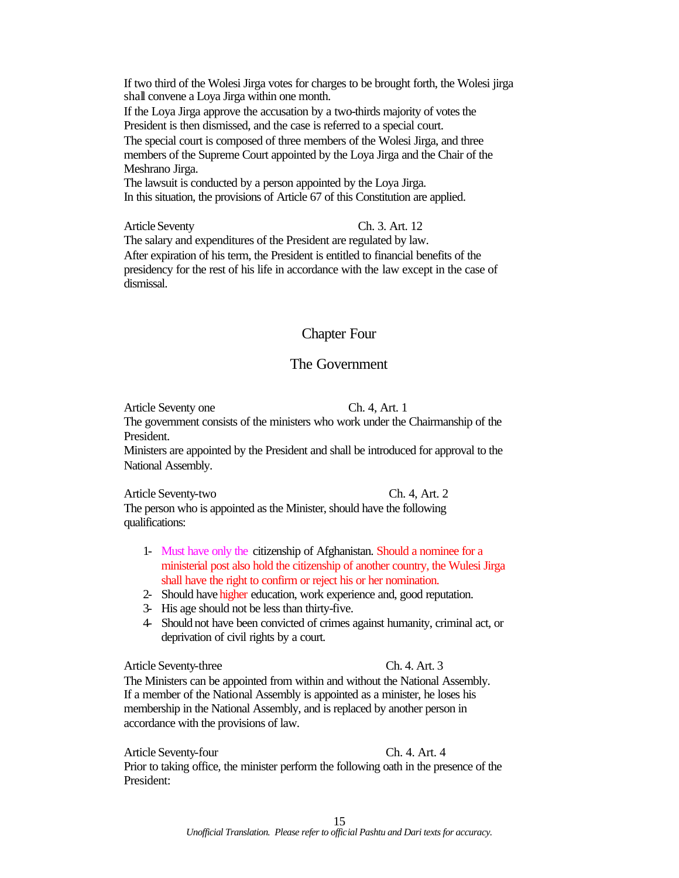If two third of the Wolesi Jirga votes for charges to be brought forth, the Wolesi jirga shall convene a Loya Jirga within one month.
If the Loya Jirga approve the accusation by a two-thirds majority of votes the President is then dismissed, and the case is referred to a special court.
The special court is composed of three members of the Wolesi Jirga, and three members of the Supreme Court appointed by the Loya Jirga and the Chair of the Meshrano Jirga.
The lawsuit is conducted by a person appointed by the Loya Jirga.
In this situation, the provisions of Article 67 of this Constitution are applied.

Article Seventy Ch. 3. Art. 12
The salary and expenditures of the President are regulated by law.
After expiration of his term, the President is entitled to financial benefits of the presidency for the rest of his life in accordance with the law except in the case of dismissal.

## Chapter Four

## The Government

Article Seventy one Ch. 4, Art. 1
The government consists of the ministers who work under the Chairmanship of the President.
Ministers are appointed by the President and shall be introduced for approval to the National Assembly.

Article Seventy-two Ch. 4, Art. 2
The person who is appointed as the Minister, should have the following qualifications:

1- Must have only the citizenship of Afghanistan. Should a nominee for a ministerial post also hold the citizenship of another country, the Wulesi Jirga shall have the right to confirm or reject his or her nomination.
2- Should have higher education, work experience and, good reputation.
3- His age should not be less than thirty-five.
4- Should not have been convicted of crimes against humanity, criminal act, or deprivation of civil rights by a court.

Article Seventy-three Ch. 4. Art. 3
The Ministers can be appointed from within and without the National Assembly.
If a member of the National Assembly is appointed as a minister, he loses his membership in the National Assembly, and is replaced by another person in accordance with the provisions of law.

Article Seventy-four Ch. 4. Art. 4
Prior to taking office, the minister perform the following oath in the presence of the President: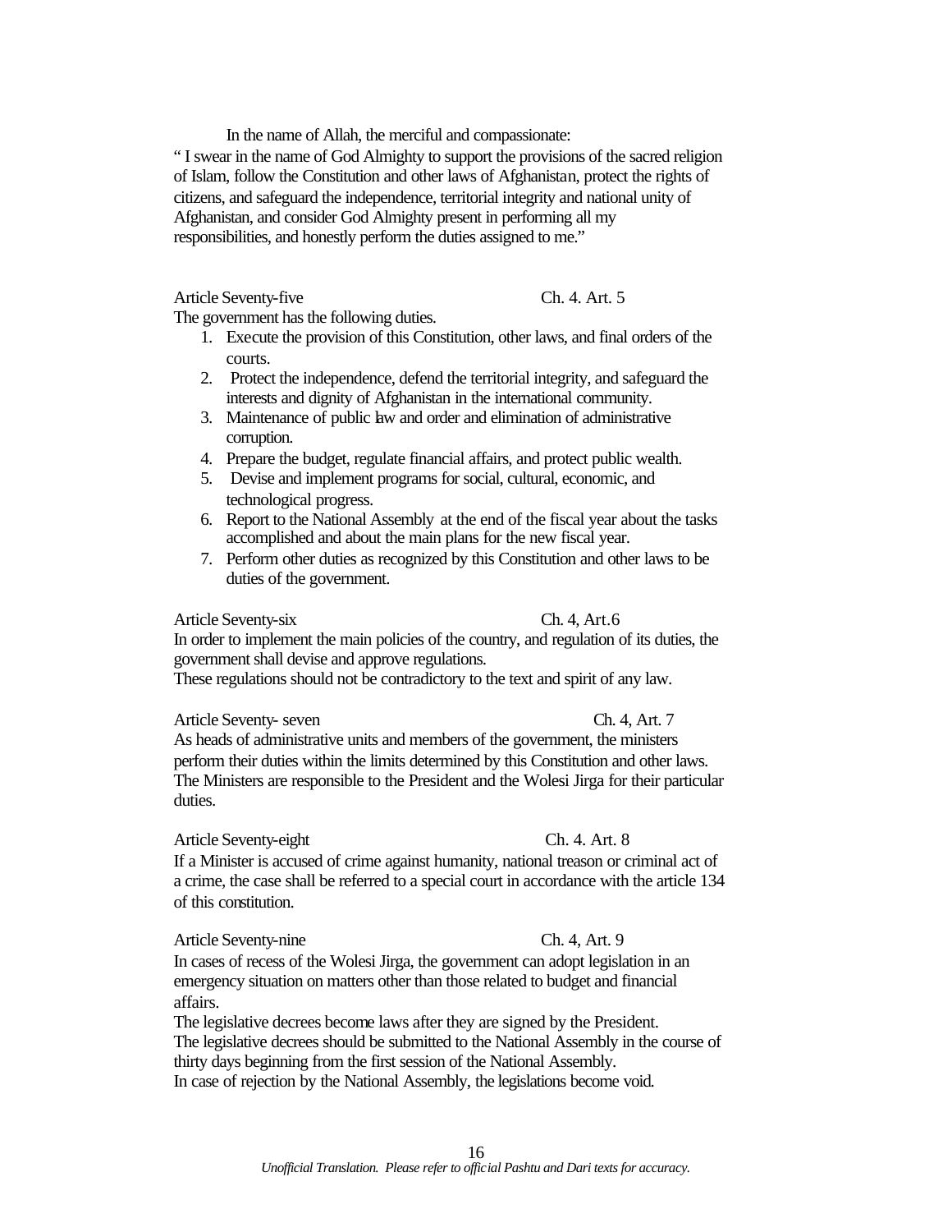In the name of Allah, the merciful and compassionate:

" I swear in the name of God Almighty to support the provisions of the sacred religion of Islam, follow the Constitution and other laws of Afghanistan, protect the rights of citizens, and safeguard the independence, territorial integrity and national unity of Afghanistan, and consider God Almighty present in performing all my responsibilities, and honestly perform the duties assigned to me."

Article Seventy-five — Ch. 4. Art. 5

The government has the following duties.

1. Execute the provision of this Constitution, other laws, and final orders of the courts.
2. Protect the independence, defend the territorial integrity, and safeguard the interests and dignity of Afghanistan in the international community.
3. Maintenance of public law and order and elimination of administrative corruption.
4. Prepare the budget, regulate financial affairs, and protect public wealth.
5. Devise and implement programs for social, cultural, economic, and technological progress.
6. Report to the National Assembly at the end of the fiscal year about the tasks accomplished and about the main plans for the new fiscal year.
7. Perform other duties as recognized by this Constitution and other laws to be duties of the government.

Article Seventy-six — Ch. 4, Art.6

In order to implement the main policies of the country, and regulation of its duties, the government shall devise and approve regulations.

These regulations should not be contradictory to the text and spirit of any law.

Article Seventy- seven — Ch. 4, Art. 7

As heads of administrative units and members of the government, the ministers perform their duties within the limits determined by this Constitution and other laws. The Ministers are responsible to the President and the Wolesi Jirga for their particular duties.

Article Seventy-eight — Ch. 4. Art. 8

If a Minister is accused of crime against humanity, national treason or criminal act of a crime, the case shall be referred to a special court in accordance with the article 134 of this constitution.

Article Seventy-nine — Ch. 4, Art. 9

In cases of recess of the Wolesi Jirga, the government can adopt legislation in an emergency situation on matters other than those related to budget and financial affairs.

The legislative decrees become laws after they are signed by the President.

The legislative decrees should be submitted to the National Assembly in the course of thirty days beginning from the first session of the National Assembly.

In case of rejection by the National Assembly, the legislations become void.

*Unofficial Translation. Please refer to official Pashtu and Dari texts for accuracy.*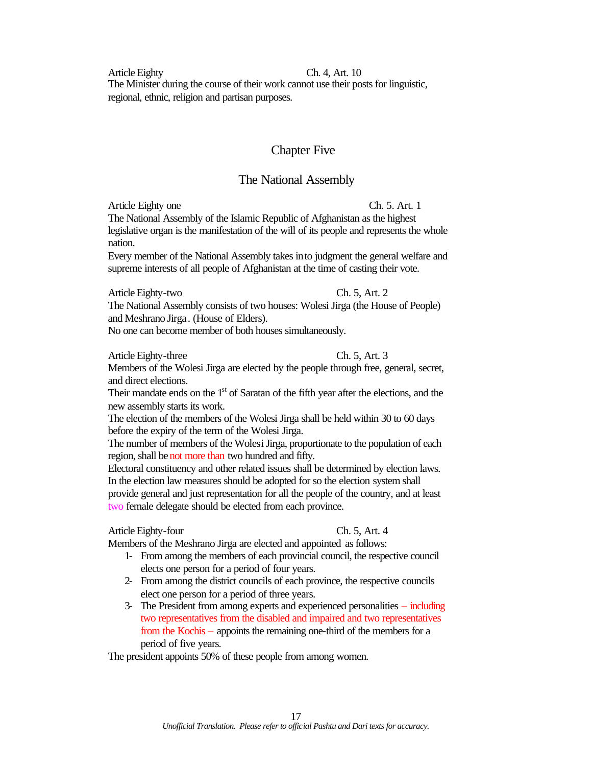Article Eighty Ch. 4, Art. 10

The Minister during the course of their work cannot use their posts for linguistic, regional, ethnic, religion and partisan purposes.

## Chapter Five

## The National Assembly

Article Eighty one Ch. 5. Art. 1

The National Assembly of the Islamic Republic of Afghanistan as the highest legislative organ is the manifestation of the will of its people and represents the whole nation.

Every member of the National Assembly takes into judgment the general welfare and supreme interests of all people of Afghanistan at the time of casting their vote.

Article Eighty-two Ch. 5, Art. 2

The National Assembly consists of two houses: Wolesi Jirga (the House of People) and Meshrano Jirga. (House of Elders).

No one can become member of both houses simultaneously.

Article Eighty-three Ch. 5, Art. 3

Members of the Wolesi Jirga are elected by the people through free, general, secret, and direct elections.

Their mandate ends on the 1st of Saratan of the fifth year after the elections, and the new assembly starts its work.

The election of the members of the Wolesi Jirga shall be held within 30 to 60 days before the expiry of the term of the Wolesi Jirga.

The number of members of the Wolesi Jirga, proportionate to the population of each region, shall be not more than two hundred and fifty.

Electoral constituency and other related issues shall be determined by election laws. In the election law measures should be adopted for so the election system shall provide general and just representation for all the people of the country, and at least two female delegate should be elected from each province.

Article Eighty-four Ch. 5, Art. 4

Members of the Meshrano Jirga are elected and appointed as follows:

1- From among the members of each provincial council, the respective council elects one person for a period of four years.
2- From among the district councils of each province, the respective councils elect one person for a period of three years.
3- The President from among experts and experienced personalities – including two representatives from the disabled and impaired and two representatives from the Kochis – appoints the remaining one-third of the members for a period of five years.

The president appoints 50% of these people from among women.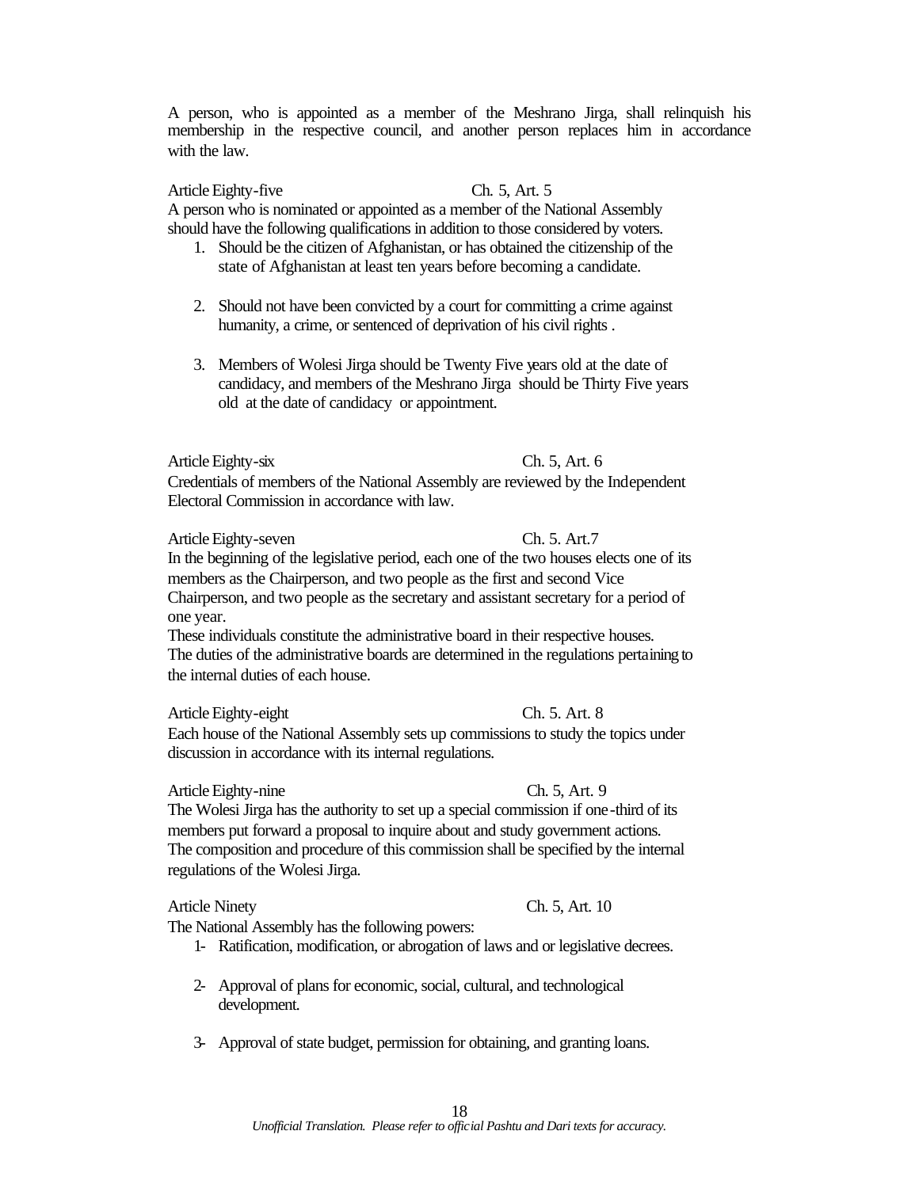A person, who is appointed as a member of the Meshrano Jirga, shall relinquish his membership in the respective council, and another person replaces him in accordance with the law.

Article Eighty-five Ch. 5, Art. 5

A person who is nominated or appointed as a member of the National Assembly should have the following qualifications in addition to those considered by voters.

1. Should be the citizen of Afghanistan, or has obtained the citizenship of the state of Afghanistan at least ten years before becoming a candidate.

2. Should not have been convicted by a court for committing a crime against humanity, a crime, or sentenced of deprivation of his civil rights .

3. Members of Wolesi Jirga should be Twenty Five years old at the date of candidacy, and members of the Meshrano Jirga should be Thirty Five years old at the date of candidacy or appointment.

Article Eighty-six Ch. 5, Art. 6

Credentials of members of the National Assembly are reviewed by the Independent Electoral Commission in accordance with law.

Article Eighty-seven Ch. 5. Art.7

In the beginning of the legislative period, each one of the two houses elects one of its members as the Chairperson, and two people as the first and second Vice Chairperson, and two people as the secretary and assistant secretary for a period of one year.

These individuals constitute the administrative board in their respective houses.

The duties of the administrative boards are determined in the regulations pertaining to the internal duties of each house.

Article Eighty-eight Ch. 5. Art. 8

Each house of the National Assembly sets up commissions to study the topics under discussion in accordance with its internal regulations.

Article Eighty-nine Ch. 5, Art. 9

The Wolesi Jirga has the authority to set up a special commission if one-third of its members put forward a proposal to inquire about and study government actions.

The composition and procedure of this commission shall be specified by the internal regulations of the Wolesi Jirga.

Article Ninety Ch. 5, Art. 10

The National Assembly has the following powers:

1- Ratification, modification, or abrogation of laws and or legislative decrees.

2- Approval of plans for economic, social, cultural, and technological development.

3- Approval of state budget, permission for obtaining, and granting loans.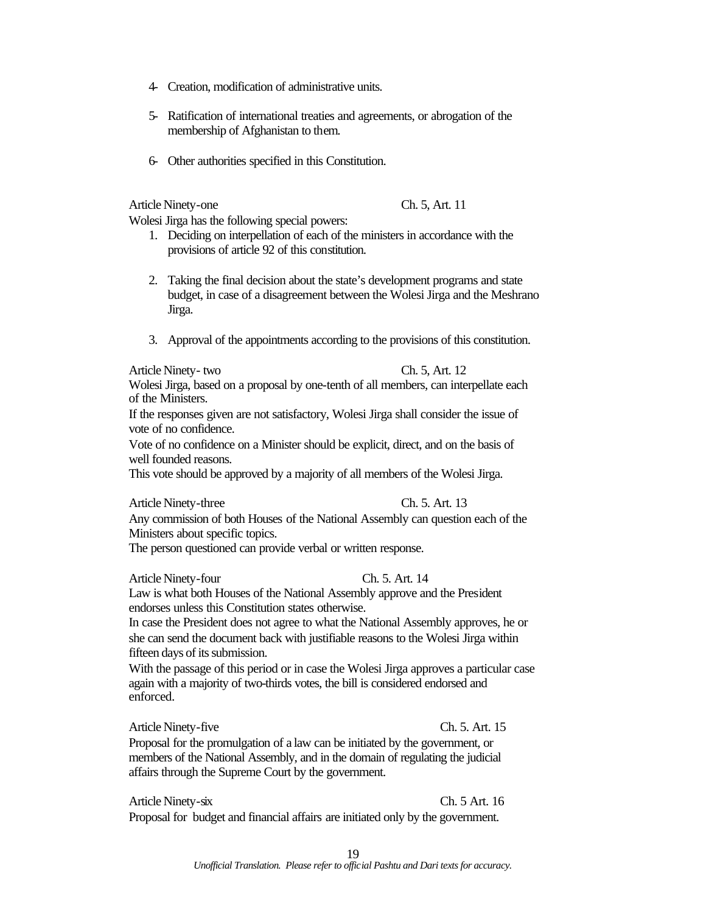4- Creation, modification of administrative units.

5- Ratification of international treaties and agreements, or abrogation of the membership of Afghanistan to them.

6- Other authorities specified in this Constitution.

Article Ninety-one Ch. 5, Art. 11

Wolesi Jirga has the following special powers:

1. Deciding on interpellation of each of the ministers in accordance with the provisions of article 92 of this constitution.

2. Taking the final decision about the state's development programs and state budget, in case of a disagreement between the Wolesi Jirga and the Meshrano Jirga.

3. Approval of the appointments according to the provisions of this constitution.

Article Ninety- two Ch. 5, Art. 12

Wolesi Jirga, based on a proposal by one-tenth of all members, can interpellate each of the Ministers.

If the responses given are not satisfactory, Wolesi Jirga shall consider the issue of vote of no confidence.

Vote of no confidence on a Minister should be explicit, direct, and on the basis of well founded reasons.

This vote should be approved by a majority of all members of the Wolesi Jirga.

Article Ninety-three Ch. 5. Art. 13

Any commission of both Houses of the National Assembly can question each of the Ministers about specific topics.

The person questioned can provide verbal or written response.

Article Ninety-four Ch. 5. Art. 14

Law is what both Houses of the National Assembly approve and the President endorses unless this Constitution states otherwise.

In case the President does not agree to what the National Assembly approves, he or she can send the document back with justifiable reasons to the Wolesi Jirga within fifteen days of its submission.

With the passage of this period or in case the Wolesi Jirga approves a particular case again with a majority of two-thirds votes, the bill is considered endorsed and enforced.

Article Ninety-five Ch. 5. Art. 15

Proposal for the promulgation of a law can be initiated by the government, or members of the National Assembly, and in the domain of regulating the judicial affairs through the Supreme Court by the government.

Article Ninety-six Ch. 5 Art. 16

Proposal for budget and financial affairs are initiated only by the government.

*Unofficial Translation. Please refer to official Pashtu and Dari texts for accuracy.*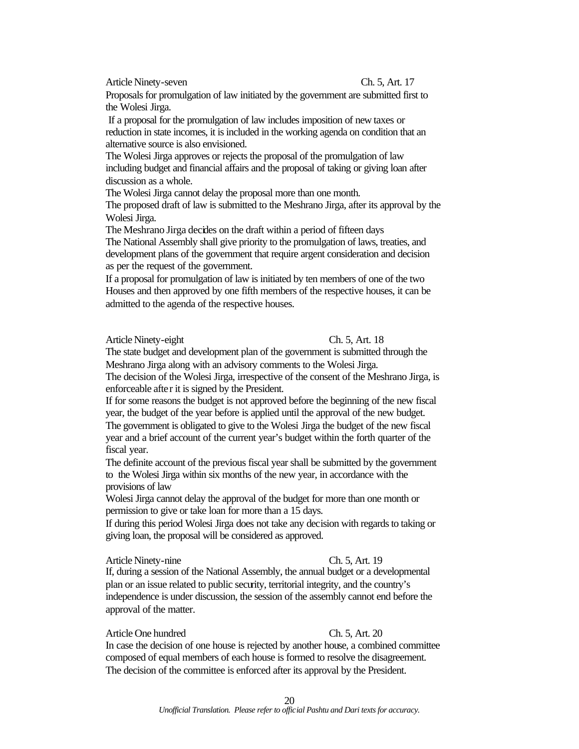Article Ninety-seven Ch. 5, Art. 17

Proposals for promulgation of law initiated by the government are submitted first to the Wolesi Jirga.

If a proposal for the promulgation of law includes imposition of new taxes or reduction in state incomes, it is included in the working agenda on condition that an alternative source is also envisioned.

The Wolesi Jirga approves or rejects the proposal of the promulgation of law including budget and financial affairs and the proposal of taking or giving loan after discussion as a whole.

The Wolesi Jirga cannot delay the proposal more than one month.

The proposed draft of law is submitted to the Meshrano Jirga, after its approval by the Wolesi Jirga.

The Meshrano Jirga decides on the draft within a period of fifteen days

The National Assembly shall give priority to the promulgation of laws, treaties, and development plans of the government that require argent consideration and decision as per the request of the government.

If a proposal for promulgation of law is initiated by ten members of one of the two Houses and then approved by one fifth members of the respective houses, it can be admitted to the agenda of the respective houses.

Article Ninety-eight Ch. 5, Art. 18

The state budget and development plan of the government is submitted through the Meshrano Jirga along with an advisory comments to the Wolesi Jirga.

The decision of the Wolesi Jirga, irrespective of the consent of the Meshrano Jirga, is enforceable after it is signed by the President.

If for some reasons the budget is not approved before the beginning of the new fiscal year, the budget of the year before is applied until the approval of the new budget.

The government is obligated to give to the Wolesi Jirga the budget of the new fiscal year and a brief account of the current year's budget within the forth quarter of the fiscal year.

The definite account of the previous fiscal year shall be submitted by the government to the Wolesi Jirga within six months of the new year, in accordance with the provisions of law

Wolesi Jirga cannot delay the approval of the budget for more than one month or permission to give or take loan for more than a 15 days.

If during this period Wolesi Jirga does not take any decision with regards to taking or giving loan, the proposal will be considered as approved.

Article Ninety-nine Ch. 5, Art. 19

If, during a session of the National Assembly, the annual budget or a developmental plan or an issue related to public security, territorial integrity, and the country's independence is under discussion, the session of the assembly cannot end before the approval of the matter.

Article One hundred Ch. 5, Art. 20

In case the decision of one house is rejected by another house, a combined committee composed of equal members of each house is formed to resolve the disagreement.

The decision of the committee is enforced after its approval by the President.

*Unofficial Translation. Please refer to official Pashtu and Dari texts for accuracy.*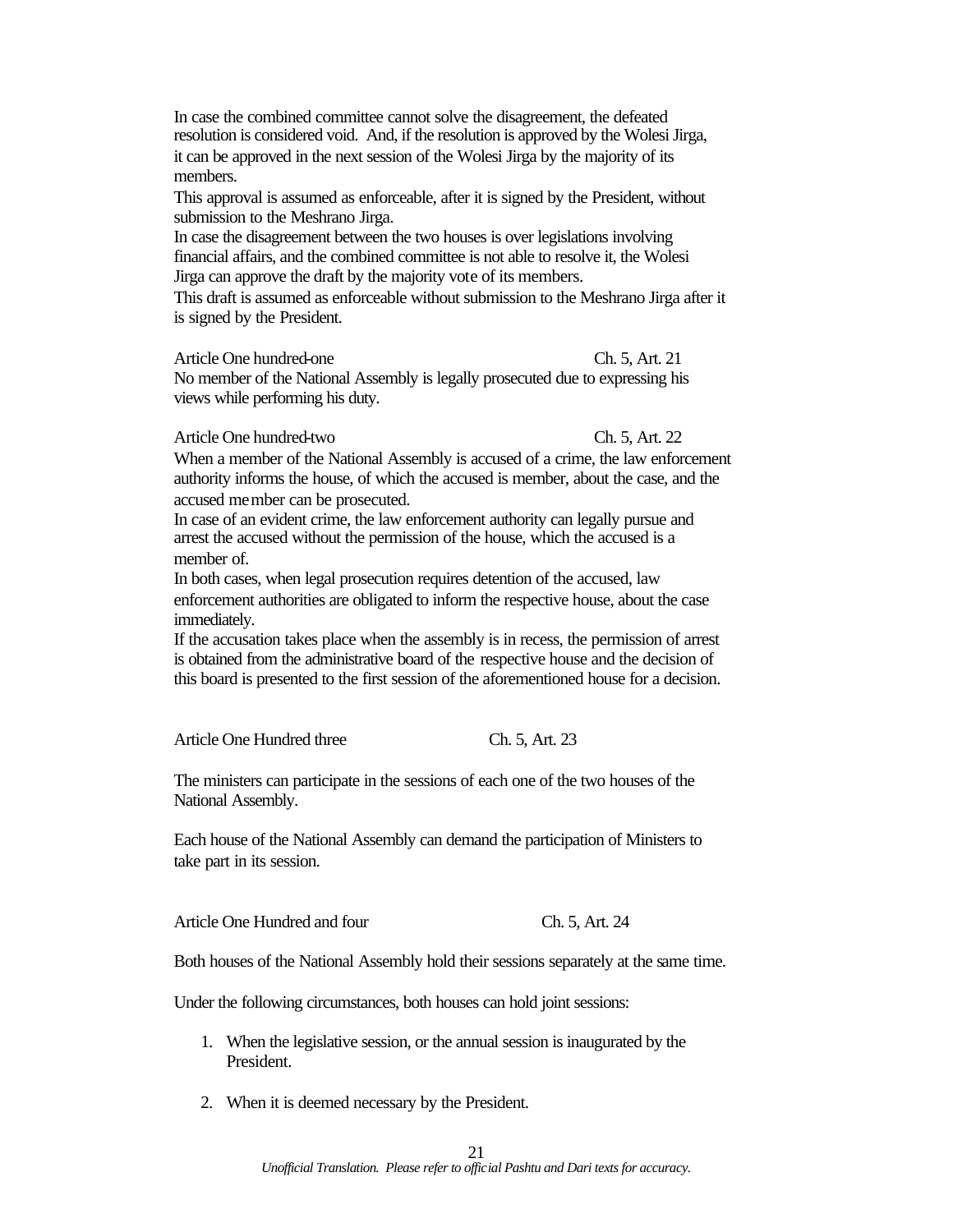In case the combined committee cannot solve the disagreement, the defeated resolution is considered void. And, if the resolution is approved by the Wolesi Jirga, it can be approved in the next session of the Wolesi Jirga by the majority of its members.

This approval is assumed as enforceable, after it is signed by the President, without submission to the Meshrano Jirga.

In case the disagreement between the two houses is over legislations involving financial affairs, and the combined committee is not able to resolve it, the Wolesi Jirga can approve the draft by the majority vote of its members.

This draft is assumed as enforceable without submission to the Meshrano Jirga after it is signed by the President.

Article One hundred-one Ch. 5, Art. 21

No member of the National Assembly is legally prosecuted due to expressing his views while performing his duty.

Article One hundred-two Ch. 5, Art. 22

When a member of the National Assembly is accused of a crime, the law enforcement authority informs the house, of which the accused is member, about the case, and the accused member can be prosecuted.

In case of an evident crime, the law enforcement authority can legally pursue and arrest the accused without the permission of the house, which the accused is a member of.

In both cases, when legal prosecution requires detention of the accused, law enforcement authorities are obligated to inform the respective house, about the case immediately.

If the accusation takes place when the assembly is in recess, the permission of arrest is obtained from the administrative board of the respective house and the decision of this board is presented to the first session of the aforementioned house for a decision.

Article One Hundred three Ch. 5, Art. 23

The ministers can participate in the sessions of each one of the two houses of the National Assembly.

Each house of the National Assembly can demand the participation of Ministers to take part in its session.

Article One Hundred and four Ch. 5, Art. 24

Both houses of the National Assembly hold their sessions separately at the same time.

Under the following circumstances, both houses can hold joint sessions:

1. When the legislative session, or the annual session is inaugurated by the President.

2. When it is deemed necessary by the President.

*Unofficial Translation. Please refer to official Pashtu and Dari texts for accuracy.*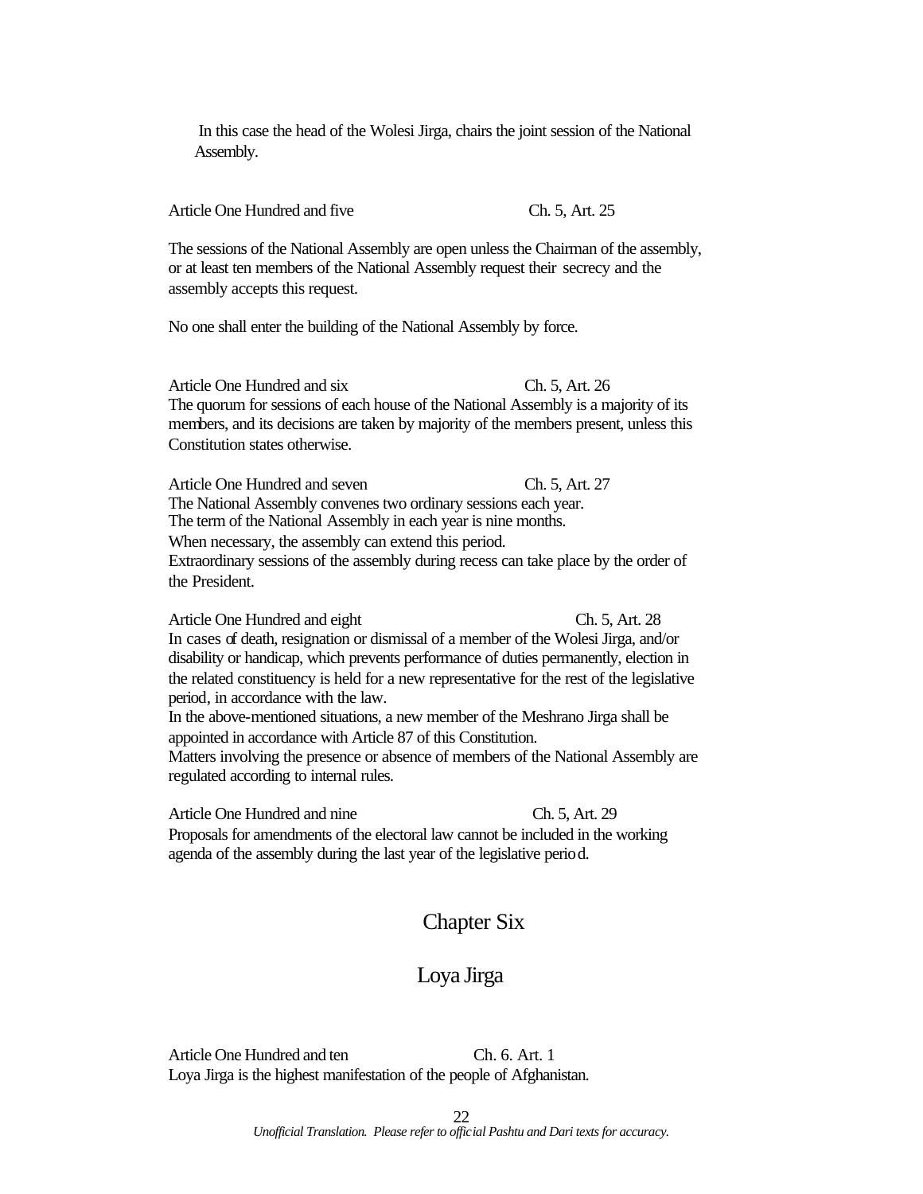In this case the head of the Wolesi Jirga, chairs the joint session of the National Assembly.

Article One Hundred and five Ch. 5, Art. 25

The sessions of the National Assembly are open unless the Chairman of the assembly, or at least ten members of the National Assembly request their secrecy and the assembly accepts this request.

No one shall enter the building of the National Assembly by force.

Article One Hundred and six Ch. 5, Art. 26

The quorum for sessions of each house of the National Assembly is a majority of its members, and its decisions are taken by majority of the members present, unless this Constitution states otherwise.

Article One Hundred and seven Ch. 5, Art. 27

The National Assembly convenes two ordinary sessions each year.
The term of the National Assembly in each year is nine months.
When necessary, the assembly can extend this period.
Extraordinary sessions of the assembly during recess can take place by the order of the President.

Article One Hundred and eight Ch. 5, Art. 28

In cases of death, resignation or dismissal of a member of the Wolesi Jirga, and/or disability or handicap, which prevents performance of duties permanently, election in the related constituency is held for a new representative for the rest of the legislative period, in accordance with the law.
In the above-mentioned situations, a new member of the Meshrano Jirga shall be appointed in accordance with Article 87 of this Constitution.
Matters involving the presence or absence of members of the National Assembly are regulated according to internal rules.

Article One Hundred and nine Ch. 5, Art. 29

Proposals for amendments of the electoral law cannot be included in the working agenda of the assembly during the last year of the legislative period.

## Chapter Six

## Loya Jirga

Article One Hundred and ten Ch. 6. Art. 1

Loya Jirga is the highest manifestation of the people of Afghanistan.

*Unofficial Translation. Please refer to official Pashtu and Dari texts for accuracy.*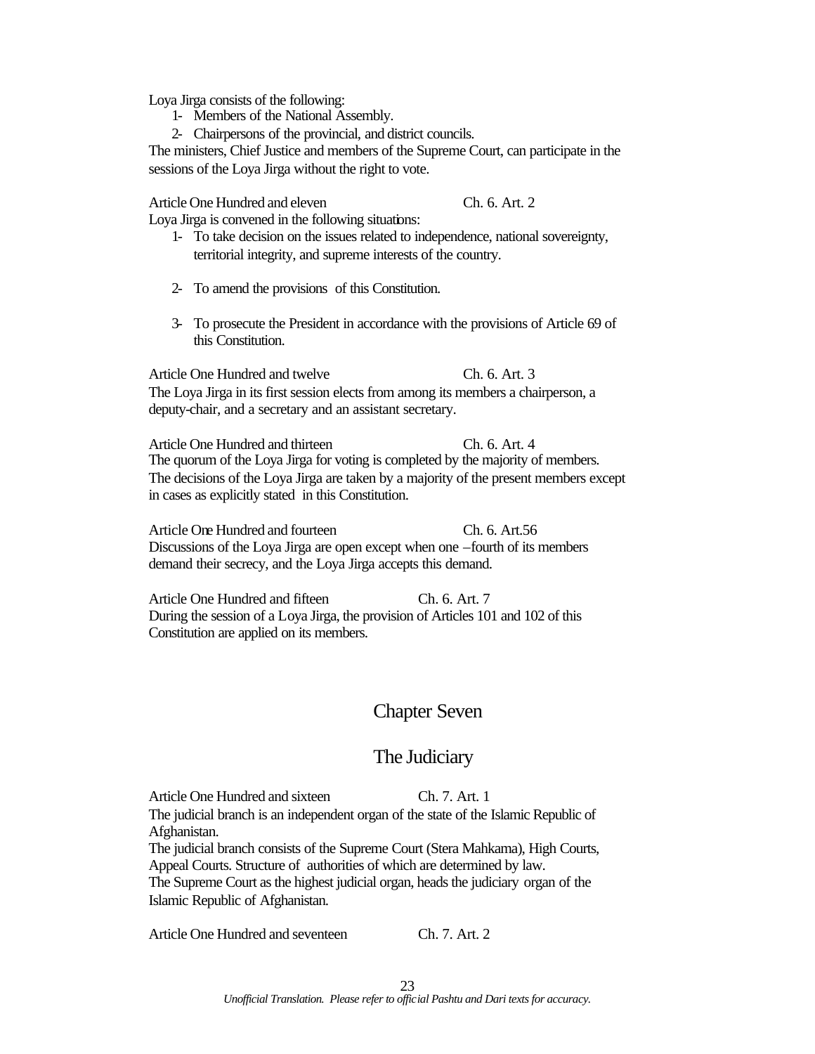Loya Jirga consists of the following:

1- Members of the National Assembly.
2- Chairpersons of the provincial, and district councils.

The ministers, Chief Justice and members of the Supreme Court, can participate in the sessions of the Loya Jirga without the right to vote.

Article One Hundred and eleven Ch. 6. Art. 2

Loya Jirga is convened in the following situations:

1- To take decision on the issues related to independence, national sovereignty, territorial integrity, and supreme interests of the country.

2- To amend the provisions of this Constitution.

3- To prosecute the President in accordance with the provisions of Article 69 of this Constitution.

Article One Hundred and twelve Ch. 6. Art. 3

The Loya Jirga in its first session elects from among its members a chairperson, a deputy-chair, and a secretary and an assistant secretary.

Article One Hundred and thirteen Ch. 6. Art. 4

The quorum of the Loya Jirga for voting is completed by the majority of members. The decisions of the Loya Jirga are taken by a majority of the present members except in cases as explicitly stated in this Constitution.

Article One Hundred and fourteen Ch. 6. Art.56

Discussions of the Loya Jirga are open except when one –fourth of its members demand their secrecy, and the Loya Jirga accepts this demand.

Article One Hundred and fifteen Ch. 6. Art. 7

During the session of a Loya Jirga, the provision of Articles 101 and 102 of this Constitution are applied on its members.

## Chapter Seven

## The Judiciary

Article One Hundred and sixteen Ch. 7. Art. 1

The judicial branch is an independent organ of the state of the Islamic Republic of Afghanistan.

The judicial branch consists of the Supreme Court (Stera Mahkama), High Courts, Appeal Courts. Structure of authorities of which are determined by law.

The Supreme Court as the highest judicial organ, heads the judiciary organ of the Islamic Republic of Afghanistan.

Article One Hundred and seventeen Ch. 7. Art. 2

*Unofficial Translation. Please refer to official Pashtu and Dari texts for accuracy.*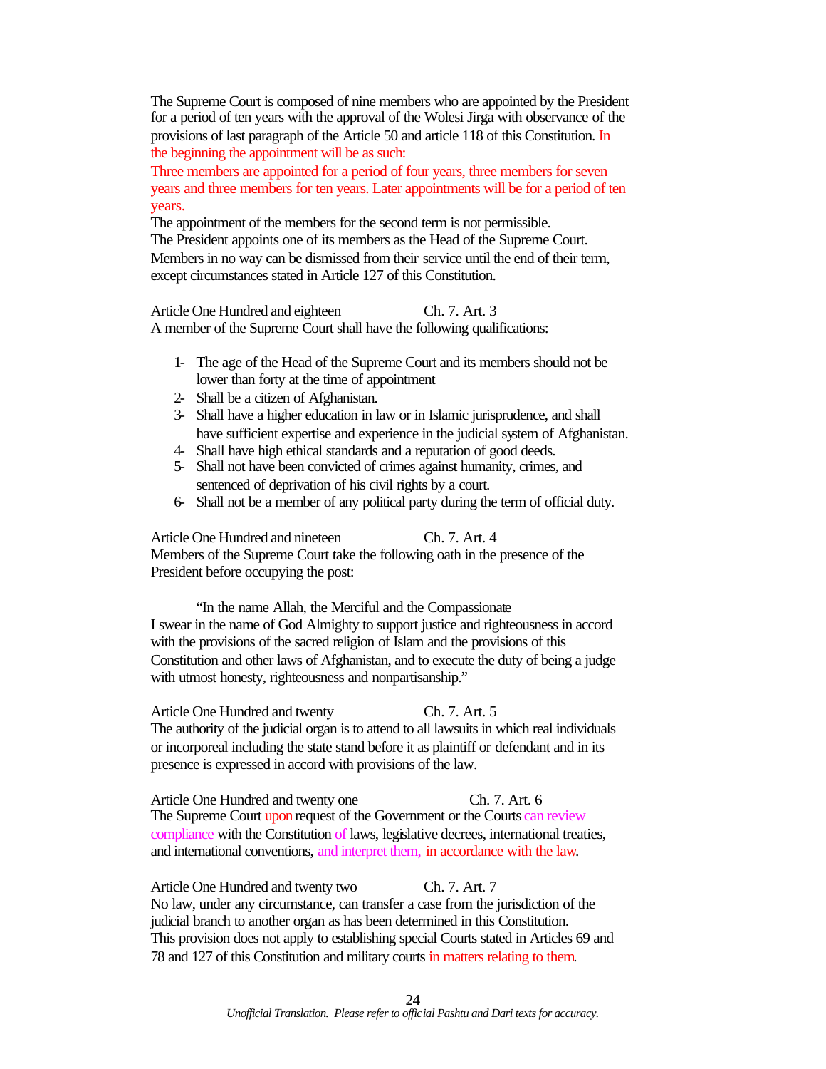The Supreme Court is composed of nine members who are appointed by the President for a period of ten years with the approval of the Wolesi Jirga with observance of the provisions of last paragraph of the Article 50 and article 118 of this Constitution. In the beginning the appointment will be as such:

Three members are appointed for a period of four years, three members for seven years and three members for ten years. Later appointments will be for a period of ten years.

The appointment of the members for the second term is not permissible.

The President appoints one of its members as the Head of the Supreme Court.

Members in no way can be dismissed from their service until the end of their term, except circumstances stated in Article 127 of this Constitution.

Article One Hundred and eighteen Ch. 7. Art. 3

A member of the Supreme Court shall have the following qualifications:

1- The age of the Head of the Supreme Court and its members should not be lower than forty at the time of appointment
2- Shall be a citizen of Afghanistan.
3- Shall have a higher education in law or in Islamic jurisprudence, and shall have sufficient expertise and experience in the judicial system of Afghanistan.
4- Shall have high ethical standards and a reputation of good deeds.
5- Shall not have been convicted of crimes against humanity, crimes, and sentenced of deprivation of his civil rights by a court.
6- Shall not be a member of any political party during the term of official duty.

Article One Hundred and nineteen Ch. 7. Art. 4

Members of the Supreme Court take the following oath in the presence of the President before occupying the post:

"In the name Allah, the Merciful and the Compassionate
I swear in the name of God Almighty to support justice and righteousness in accord with the provisions of the sacred religion of Islam and the provisions of this Constitution and other laws of Afghanistan, and to execute the duty of being a judge with utmost honesty, righteousness and nonpartisanship."

Article One Hundred and twenty Ch. 7. Art. 5

The authority of the judicial organ is to attend to all lawsuits in which real individuals or incorporeal including the state stand before it as plaintiff or defendant and in its presence is expressed in accord with provisions of the law.

Article One Hundred and twenty one Ch. 7. Art. 6

The Supreme Court upon request of the Government or the Courts can review compliance with the Constitution of laws, legislative decrees, international treaties, and international conventions, and interpret them, in accordance with the law.

Article One Hundred and twenty two Ch. 7. Art. 7

No law, under any circumstance, can transfer a case from the jurisdiction of the judicial branch to another organ as has been determined in this Constitution.

This provision does not apply to establishing special Courts stated in Articles 69 and 78 and 127 of this Constitution and military courts in matters relating to them.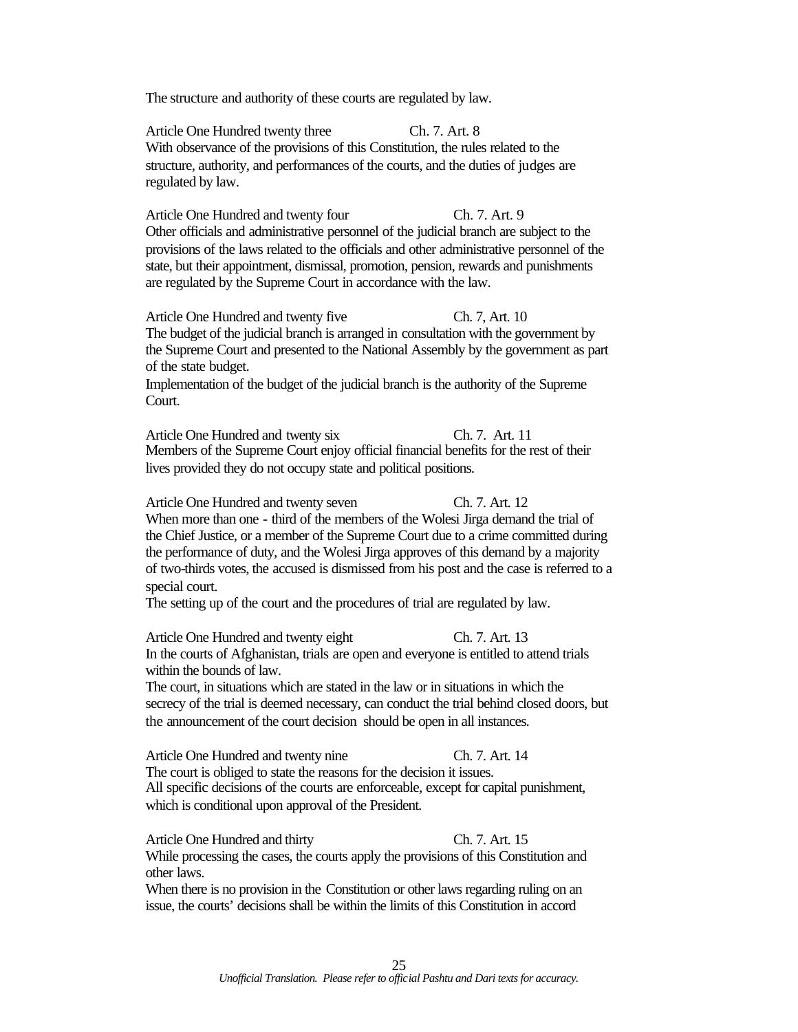The structure and authority of these courts are regulated by law.

Article One Hundred twenty three Ch. 7. Art. 8

With observance of the provisions of this Constitution, the rules related to the structure, authority, and performances of the courts, and the duties of judges are regulated by law.

Article One Hundred and twenty four Ch. 7. Art. 9

Other officials and administrative personnel of the judicial branch are subject to the provisions of the laws related to the officials and other administrative personnel of the state, but their appointment, dismissal, promotion, pension, rewards and punishments are regulated by the Supreme Court in accordance with the law.

Article One Hundred and twenty five Ch. 7, Art. 10

The budget of the judicial branch is arranged in consultation with the government by the Supreme Court and presented to the National Assembly by the government as part of the state budget.

Implementation of the budget of the judicial branch is the authority of the Supreme Court.

Article One Hundred and twenty six Ch. 7. Art. 11

Members of the Supreme Court enjoy official financial benefits for the rest of their lives provided they do not occupy state and political positions.

Article One Hundred and twenty seven Ch. 7. Art. 12

When more than one - third of the members of the Wolesi Jirga demand the trial of the Chief Justice, or a member of the Supreme Court due to a crime committed during the performance of duty, and the Wolesi Jirga approves of this demand by a majority of two-thirds votes, the accused is dismissed from his post and the case is referred to a special court.

The setting up of the court and the procedures of trial are regulated by law.

Article One Hundred and twenty eight Ch. 7. Art. 13

In the courts of Afghanistan, trials are open and everyone is entitled to attend trials within the bounds of law.

The court, in situations which are stated in the law or in situations in which the secrecy of the trial is deemed necessary, can conduct the trial behind closed doors, but the announcement of the court decision should be open in all instances.

Article One Hundred and twenty nine Ch. 7. Art. 14

The court is obliged to state the reasons for the decision it issues.

All specific decisions of the courts are enforceable, except for capital punishment, which is conditional upon approval of the President.

Article One Hundred and thirty Ch. 7. Art. 15

While processing the cases, the courts apply the provisions of this Constitution and other laws.

When there is no provision in the Constitution or other laws regarding ruling on an issue, the courts' decisions shall be within the limits of this Constitution in accord

*Unofficial Translation. Please refer to official Pashtu and Dari texts for accuracy.*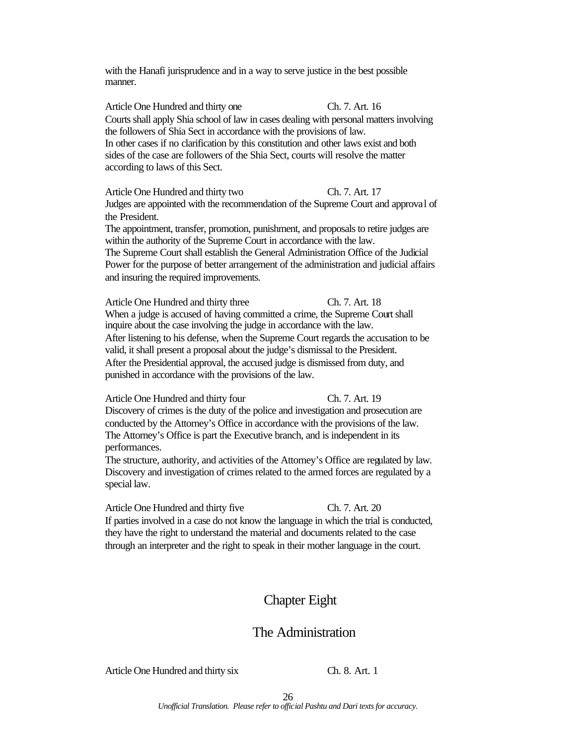with the Hanafi jurisprudence and in a way to serve justice in the best possible manner.

Article One Hundred and thirty one Ch. 7. Art. 16

Courts shall apply Shia school of law in cases dealing with personal matters involving the followers of Shia Sect in accordance with the provisions of law.
In other cases if no clarification by this constitution and other laws exist and both sides of the case are followers of the Shia Sect, courts will resolve the matter according to laws of this Sect.

Article One Hundred and thirty two Ch. 7. Art. 17

Judges are appointed with the recommendation of the Supreme Court and approval of the President.
The appointment, transfer, promotion, punishment, and proposals to retire judges are within the authority of the Supreme Court in accordance with the law.
The Supreme Court shall establish the General Administration Office of the Judicial Power for the purpose of better arrangement of the administration and judicial affairs and insuring the required improvements.

Article One Hundred and thirty three Ch. 7. Art. 18

When a judge is accused of having committed a crime, the Supreme Court shall inquire about the case involving the judge in accordance with the law.
After listening to his defense, when the Supreme Court regards the accusation to be valid, it shall present a proposal about the judge's dismissal to the President.
After the Presidential approval, the accused judge is dismissed from duty, and punished in accordance with the provisions of the law.

Article One Hundred and thirty four Ch. 7. Art. 19

Discovery of crimes is the duty of the police and investigation and prosecution are conducted by the Attorney's Office in accordance with the provisions of the law.
The Attorney's Office is part the Executive branch, and is independent in its performances.
The structure, authority, and activities of the Attorney's Office are regulated by law.
Discovery and investigation of crimes related to the armed forces are regulated by a special law.

Article One Hundred and thirty five Ch. 7. Art. 20

If parties involved in a case do not know the language in which the trial is conducted, they have the right to understand the material and documents related to the case through an interpreter and the right to speak in their mother language in the court.

## Chapter Eight

## The Administration

Article One Hundred and thirty six Ch. 8. Art. 1

*Unofficial Translation. Please refer to official Pashtu and Dari texts for accuracy.*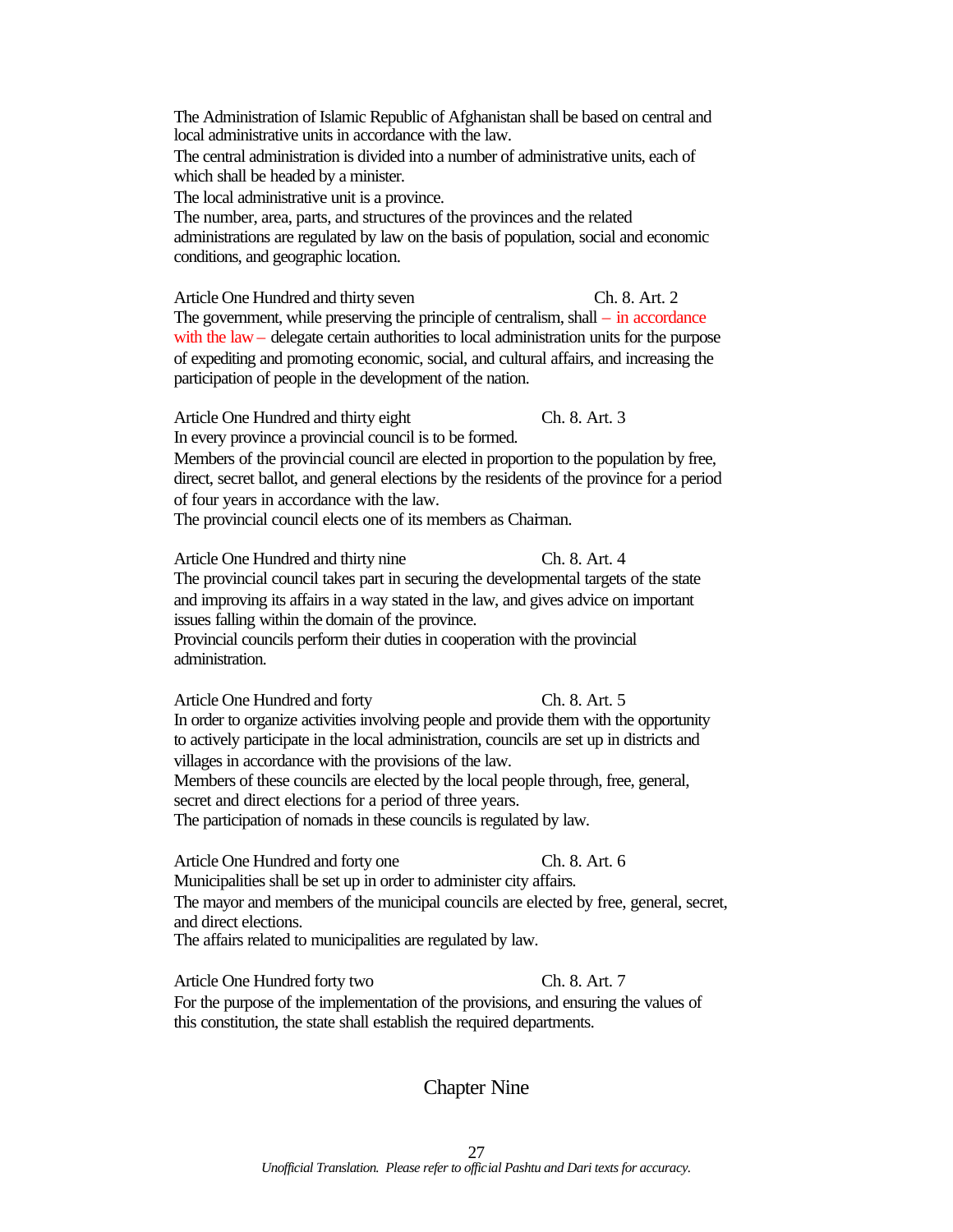The Administration of Islamic Republic of Afghanistan shall be based on central and local administrative units in accordance with the law.
The central administration is divided into a number of administrative units, each of which shall be headed by a minister.
The local administrative unit is a province.
The number, area, parts, and structures of the provinces and the related administrations are regulated by law on the basis of population, social and economic conditions, and geographic location.

Article One Hundred and thirty seven Ch. 8. Art. 2
The government, while preserving the principle of centralism, shall – in accordance with the law – delegate certain authorities to local administration units for the purpose of expediting and promoting economic, social, and cultural affairs, and increasing the participation of people in the development of the nation.

Article One Hundred and thirty eight Ch. 8. Art. 3
In every province a provincial council is to be formed.
Members of the provincial council are elected in proportion to the population by free, direct, secret ballot, and general elections by the residents of the province for a period of four years in accordance with the law.
The provincial council elects one of its members as Chairman.

Article One Hundred and thirty nine Ch. 8. Art. 4
The provincial council takes part in securing the developmental targets of the state and improving its affairs in a way stated in the law, and gives advice on important issues falling within the domain of the province.
Provincial councils perform their duties in cooperation with the provincial administration.

Article One Hundred and forty Ch. 8. Art. 5
In order to organize activities involving people and provide them with the opportunity to actively participate in the local administration, councils are set up in districts and villages in accordance with the provisions of the law.
Members of these councils are elected by the local people through, free, general, secret and direct elections for a period of three years.
The participation of nomads in these councils is regulated by law.

Article One Hundred and forty one Ch. 8. Art. 6
Municipalities shall be set up in order to administer city affairs.
The mayor and members of the municipal councils are elected by free, general, secret, and direct elections.
The affairs related to municipalities are regulated by law.

Article One Hundred forty two Ch. 8. Art. 7
For the purpose of the implementation of the provisions, and ensuring the values of this constitution, the state shall establish the required departments.

## Chapter Nine

*Unofficial Translation. Please refer to official Pashtu and Dari texts for accuracy.*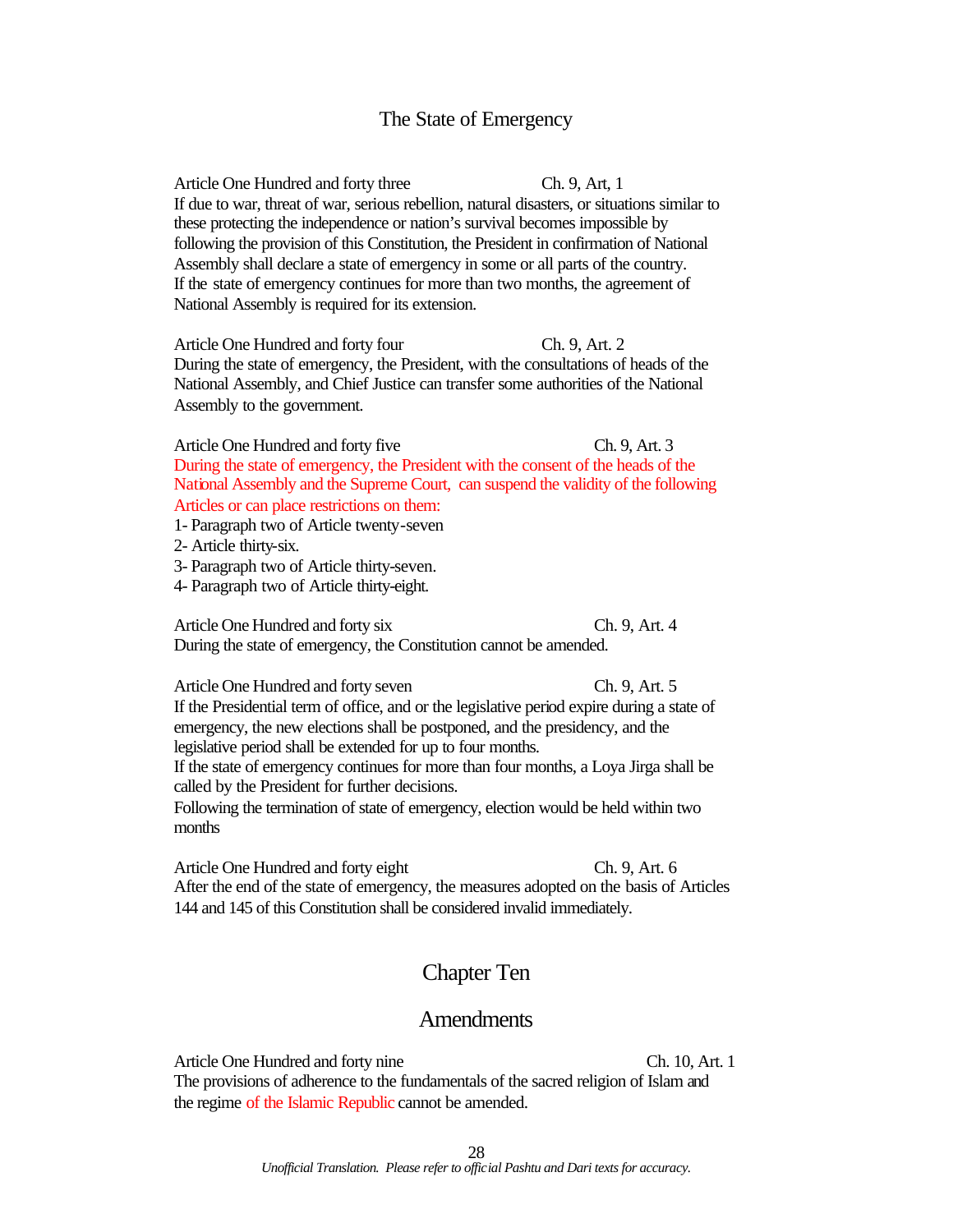## The State of Emergency

Article One Hundred and forty three — Ch. 9, Art, 1

If due to war, threat of war, serious rebellion, natural disasters, or situations similar to these protecting the independence or nation's survival becomes impossible by following the provision of this Constitution, the President in confirmation of National Assembly shall declare a state of emergency in some or all parts of the country.
If the state of emergency continues for more than two months, the agreement of National Assembly is required for its extension.

Article One Hundred and forty four — Ch. 9, Art. 2

During the state of emergency, the President, with the consultations of heads of the National Assembly, and Chief Justice can transfer some authorities of the National Assembly to the government.

Article One Hundred and forty five — Ch. 9, Art. 3

During the state of emergency, the President with the consent of the heads of the National Assembly and the Supreme Court, can suspend the validity of the following Articles or can place restrictions on them:

1- Paragraph two of Article twenty-seven
2- Article thirty-six.
3- Paragraph two of Article thirty-seven.
4- Paragraph two of Article thirty-eight.

Article One Hundred and forty six — Ch. 9, Art. 4

During the state of emergency, the Constitution cannot be amended.

Article One Hundred and forty seven — Ch. 9, Art. 5

If the Presidential term of office, and or the legislative period expire during a state of emergency, the new elections shall be postponed, and the presidency, and the legislative period shall be extended for up to four months.
If the state of emergency continues for more than four months, a Loya Jirga shall be called by the President for further decisions.
Following the termination of state of emergency, election would be held within two months

Article One Hundred and forty eight — Ch. 9, Art. 6

After the end of the state of emergency, the measures adopted on the basis of Articles 144 and 145 of this Constitution shall be considered invalid immediately.

# Chapter Ten

## Amendments

Article One Hundred and forty nine — Ch. 10, Art. 1

The provisions of adherence to the fundamentals of the sacred religion of Islam and the regime of the Islamic Republic cannot be amended.

*Unofficial Translation. Please refer to official Pashtu and Dari texts for accuracy.*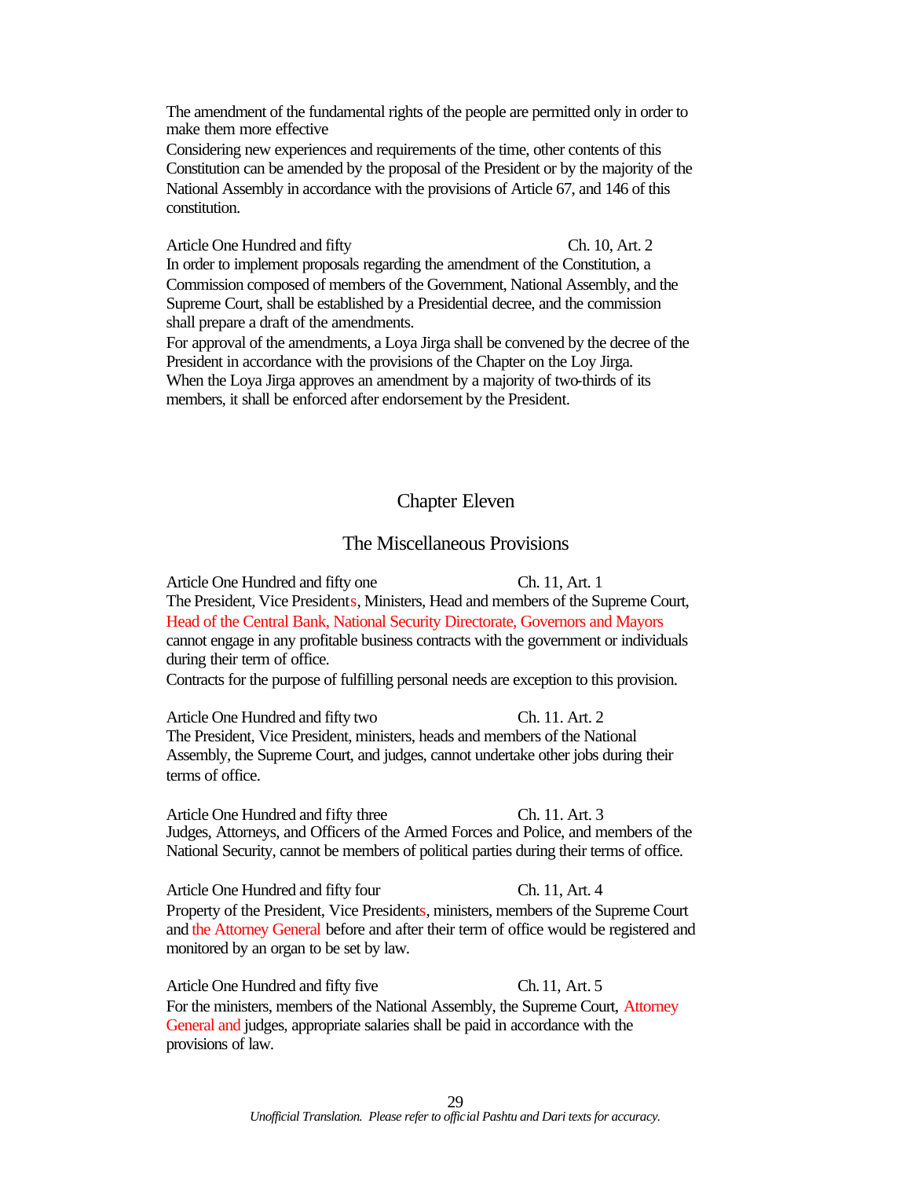The amendment of the fundamental rights of the people are permitted only in order to make them more effective

Considering new experiences and requirements of the time, other contents of this Constitution can be amended by the proposal of the President or by the majority of the National Assembly in accordance with the provisions of Article 67, and 146 of this constitution.

Article One Hundred and fifty — Ch. 10, Art. 2

In order to implement proposals regarding the amendment of the Constitution, a Commission composed of members of the Government, National Assembly, and the Supreme Court, shall be established by a Presidential decree, and the commission shall prepare a draft of the amendments.

For approval of the amendments, a Loya Jirga shall be convened by the decree of the President in accordance with the provisions of the Chapter on the Loy Jirga.

When the Loya Jirga approves an amendment by a majority of two-thirds of its members, it shall be enforced after endorsement by the President.

## Chapter Eleven

## The Miscellaneous Provisions

Article One Hundred and fifty one — Ch. 11, Art. 1

The President, Vice Presidents, Ministers, Head and members of the Supreme Court, Head of the Central Bank, National Security Directorate, Governors and Mayors cannot engage in any profitable business contracts with the government or individuals during their term of office.

Contracts for the purpose of fulfilling personal needs are exception to this provision.

Article One Hundred and fifty two — Ch. 11. Art. 2

The President, Vice President, ministers, heads and members of the National Assembly, the Supreme Court, and judges, cannot undertake other jobs during their terms of office.

Article One Hundred and fifty three — Ch. 11. Art. 3

Judges, Attorneys, and Officers of the Armed Forces and Police, and members of the National Security, cannot be members of political parties during their terms of office.

Article One Hundred and fifty four — Ch. 11, Art. 4

Property of the President, Vice Presidents, ministers, members of the Supreme Court and the Attorney General before and after their term of office would be registered and monitored by an organ to be set by law.

Article One Hundred and fifty five — Ch. 11, Art. 5

For the ministers, members of the National Assembly, the Supreme Court, Attorney General and judges, appropriate salaries shall be paid in accordance with the provisions of law.

*Unofficial Translation. Please refer to official Pashtu and Dari texts for accuracy.*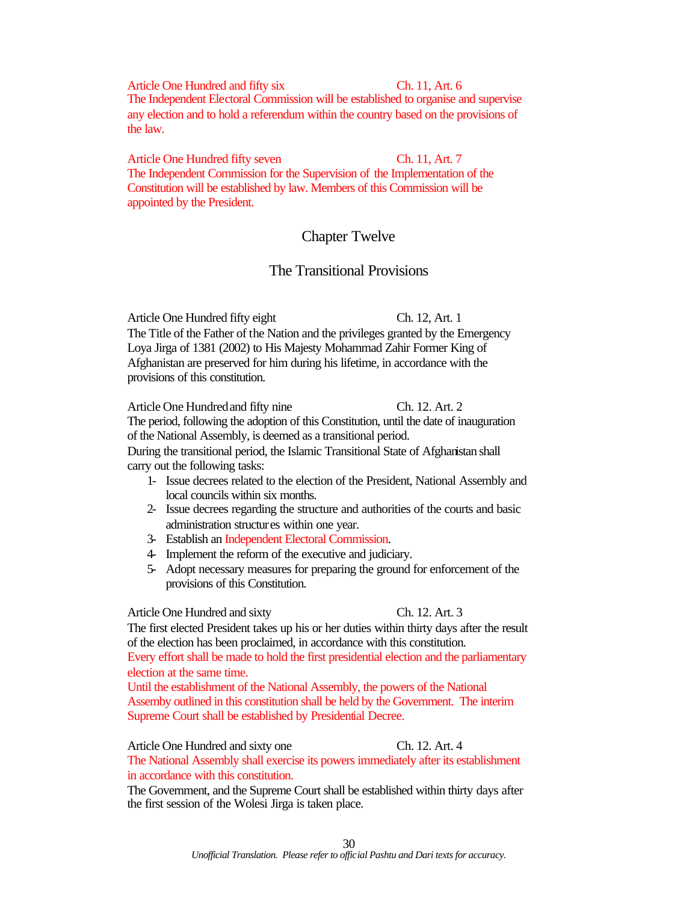Article One Hundred and fifty six Ch. 11, Art. 6

The Independent Electoral Commission will be established to organise and supervise any election and to hold a referendum within the country based on the provisions of the law.

Article One Hundred fifty seven Ch. 11, Art. 7

The Independent Commission for the Supervision of the Implementation of the Constitution will be established by law. Members of this Commission will be appointed by the President.

## Chapter Twelve

## The Transitional Provisions

Article One Hundred fifty eight Ch. 12, Art. 1

The Title of the Father of the Nation and the privileges granted by the Emergency Loya Jirga of 1381 (2002) to His Majesty Mohammad Zahir Former King of Afghanistan are preserved for him during his lifetime, in accordance with the provisions of this constitution.

Article One Hundred and fifty nine Ch. 12. Art. 2

The period, following the adoption of this Constitution, until the date of inauguration of the National Assembly, is deemed as a transitional period.

During the transitional period, the Islamic Transitional State of Afghanistan shall carry out the following tasks:

1- Issue decrees related to the election of the President, National Assembly and local councils within six months.
2- Issue decrees regarding the structure and authorities of the courts and basic administration structures within one year.
3- Establish an Independent Electoral Commission.
4- Implement the reform of the executive and judiciary.
5- Adopt necessary measures for preparing the ground for enforcement of the provisions of this Constitution.

Article One Hundred and sixty Ch. 12. Art. 3

The first elected President takes up his or her duties within thirty days after the result of the election has been proclaimed, in accordance with this constitution.

Every effort shall be made to hold the first presidential election and the parliamentary election at the same time.

Until the establishment of the National Assembly, the powers of the National Assemby outlined in this constitution shall be held by the Government. The interim Supreme Court shall be established by Presidential Decree.

Article One Hundred and sixty one Ch. 12. Art. 4

The National Assembly shall exercise its powers immediately after its establishment in accordance with this constitution.

The Government, and the Supreme Court shall be established within thirty days after the first session of the Wolesi Jirga is taken place.

*Unofficial Translation. Please refer to official Pashtu and Dari texts for accuracy.*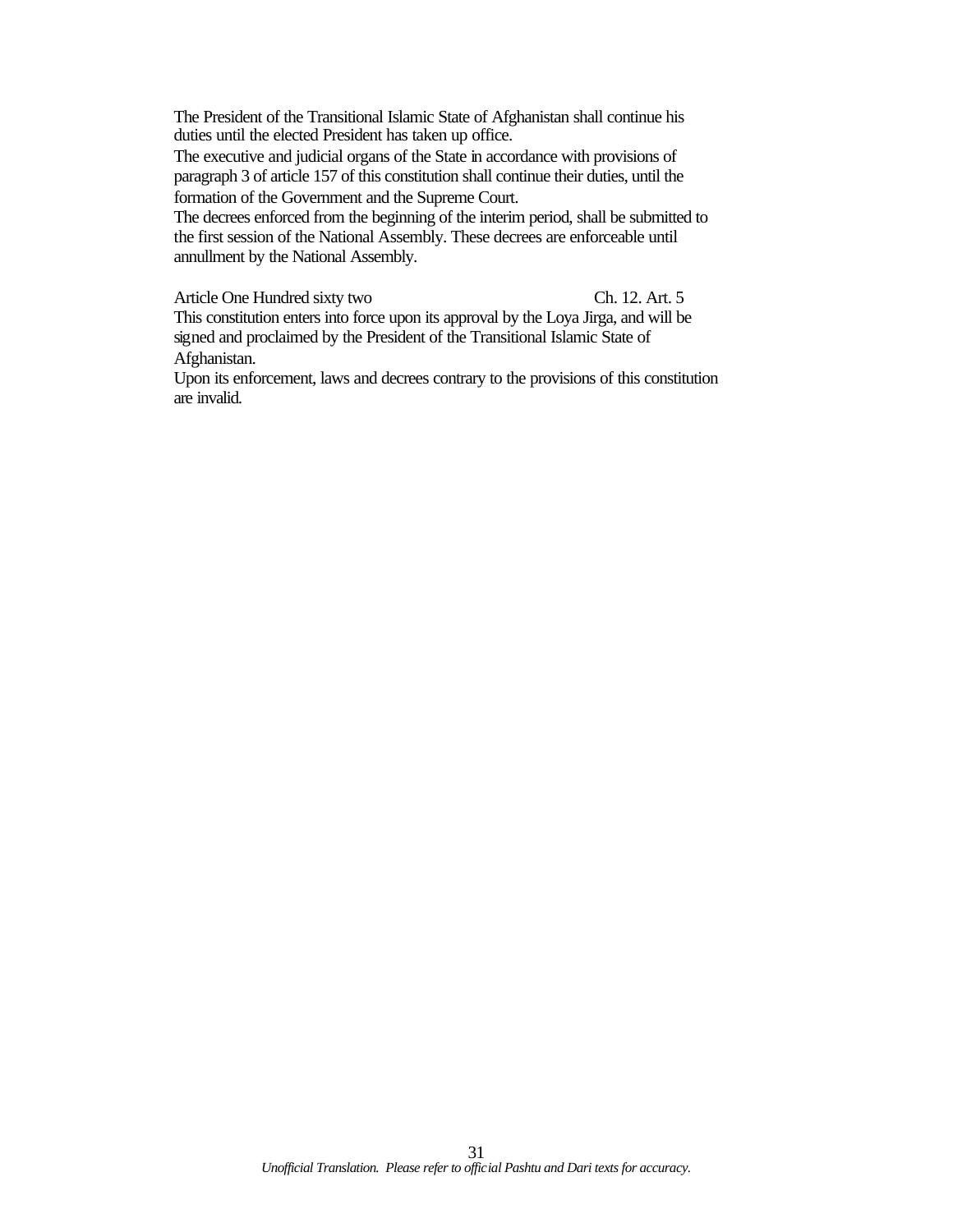The President of the Transitional Islamic State of Afghanistan shall continue his duties until the elected President has taken up office.
The executive and judicial organs of the State in accordance with provisions of paragraph 3 of article 157 of this constitution shall continue their duties, until the formation of the Government and the Supreme Court.
The decrees enforced from the beginning of the interim period, shall be submitted to the first session of the National Assembly. These decrees are enforceable until annullment by the National Assembly.

Article One Hundred sixty two Ch. 12. Art. 5
This constitution enters into force upon its approval by the Loya Jirga, and will be signed and proclaimed by the President of the Transitional Islamic State of Afghanistan.
Upon its enforcement, laws and decrees contrary to the provisions of this constitution are invalid.

*Unofficial Translation. Please refer to official Pashtu and Dari texts for accuracy.*